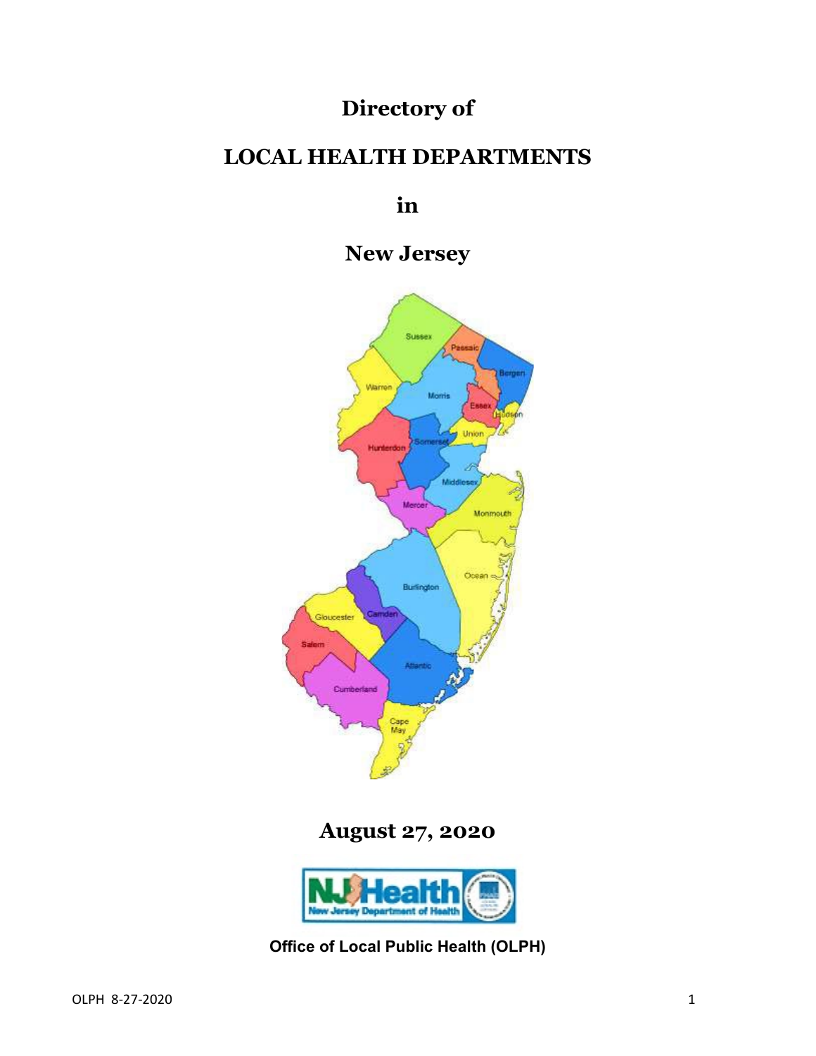# Directory of

# LOCAL HEALTH DEPARTMENTS

# in

# New Jersey

## August 27, 2020

**Office of Local Public Health (OLPH)**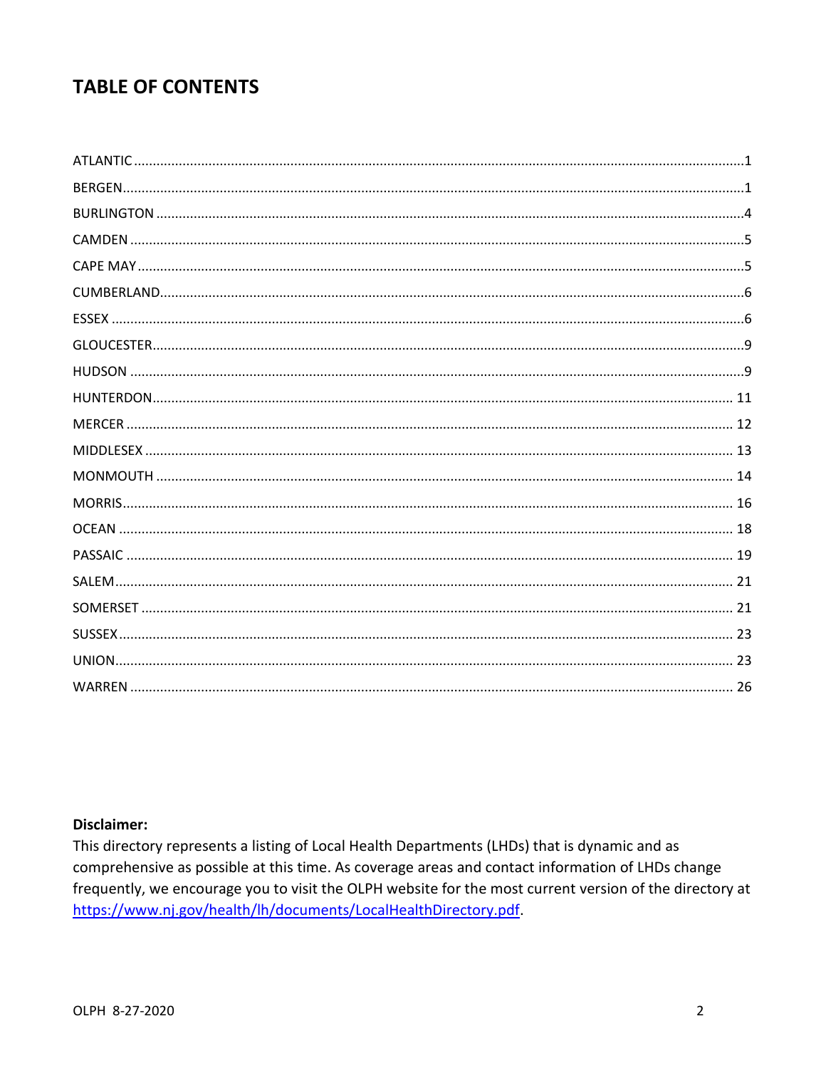## TABLE OF CONTENTS

ATLANTIC ........................................ 1

BERGEN ........................................ 1

BURLINGTON ........................................ 4

CAMDEN ........................................ 5

CAPE MAY ........................................ 5

CUMBERLAND ........................................ 6

ESSEX ........................................ 6

GLOUCESTER ........................................ 9

HUDSON ........................................ 9

HUNTERDON ........................................ 11

MERCER ........................................ 12

MIDDLESEX ........................................ 13

MONMOUTH ........................................ 14

MORRIS ........................................ 16

OCEAN ........................................ 18

PASSAIC ........................................ 19

SALEM ........................................ 21

SOMERSET ........................................ 21

SUSSEX ........................................ 23

UNION ........................................ 23

WARREN ........................................ 26

**Disclaimer:**

This directory represents a listing of Local Health Departments (LHDs) that is dynamic and as comprehensive as possible at this time. As coverage areas and contact information of LHDs change frequently, we encourage you to visit the OLPH website for the most current version of the directory at https://www.nj.gov/health/lh/documents/LocalHealthDirectory.pdf.

OLPH 8-27-2020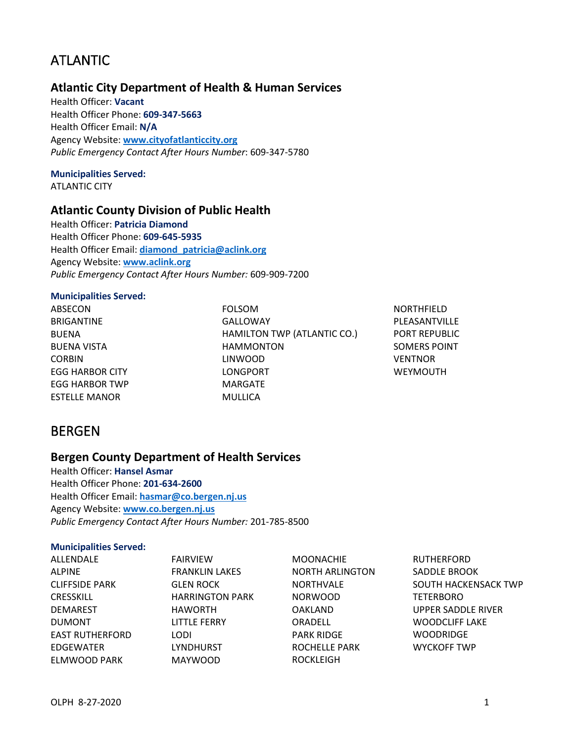# ATLANTIC

## Atlantic City Department of Health & Human Services

Health Officer: **Vacant**
Health Officer Phone: **609-347-5663**
Health Officer Email: **N/A**
Agency Website: **www.cityofatlanticcity.org**
*Public Emergency Contact After Hours Number*: 609-347-5780

**Municipalities Served:**

ATLANTIC CITY

## Atlantic County Division of Public Health

Health Officer: **Patricia Diamond**
Health Officer Phone: **609-645-5935**
Health Officer Email: **diamond_patricia@aclink.org**
Agency Website: **www.aclink.org**
*Public Emergency Contact After Hours Number:* 609-909-7200

**Municipalities Served:**

ABSECON
BRIGANTINE
BUENA
BUENA VISTA
CORBIN
EGG HARBOR CITY
EGG HARBOR TWP
ESTELLE MANOR
FOLSOM
GALLOWAY
HAMILTON TWP (ATLANTIC CO.)
HAMMONTON
LINWOOD
LONGPORT
MARGATE
MULLICA
NORTHFIELD
PLEASANTVILLE
PORT REPUBLIC
SOMERS POINT
VENTNOR
WEYMOUTH

# BERGEN

## Bergen County Department of Health Services

Health Officer: **Hansel Asmar**
Health Officer Phone: **201-634-2600**
Health Officer Email: **hasmar@co.bergen.nj.us**
Agency Website: **www.co.bergen.nj.us**
*Public Emergency Contact After Hours Number:* 201-785-8500

**Municipalities Served:**

ALLENDALE
ALPINE
CLIFFSIDE PARK
CRESSKILL
DEMAREST
DUMONT
EAST RUTHERFORD
EDGEWATER
ELMWOOD PARK
FAIRVIEW
FRANKLIN LAKES
GLEN ROCK
HARRINGTON PARK
HAWORTH
LITTLE FERRY
LODI
LYNDHURST
MAYWOOD
MOONACHIE
NORTH ARLINGTON
NORTHVALE
NORWOOD
OAKLAND
ORADELL
PARK RIDGE
ROCHELLE PARK
ROCKLEIGH
RUTHERFORD
SADDLE BROOK
SOUTH HACKENSACK TWP
TETERBORO
UPPER SADDLE RIVER
WOODCLIFF LAKE
WOODRIDGE
WYCKOFF TWP

OLPH 8-27-2020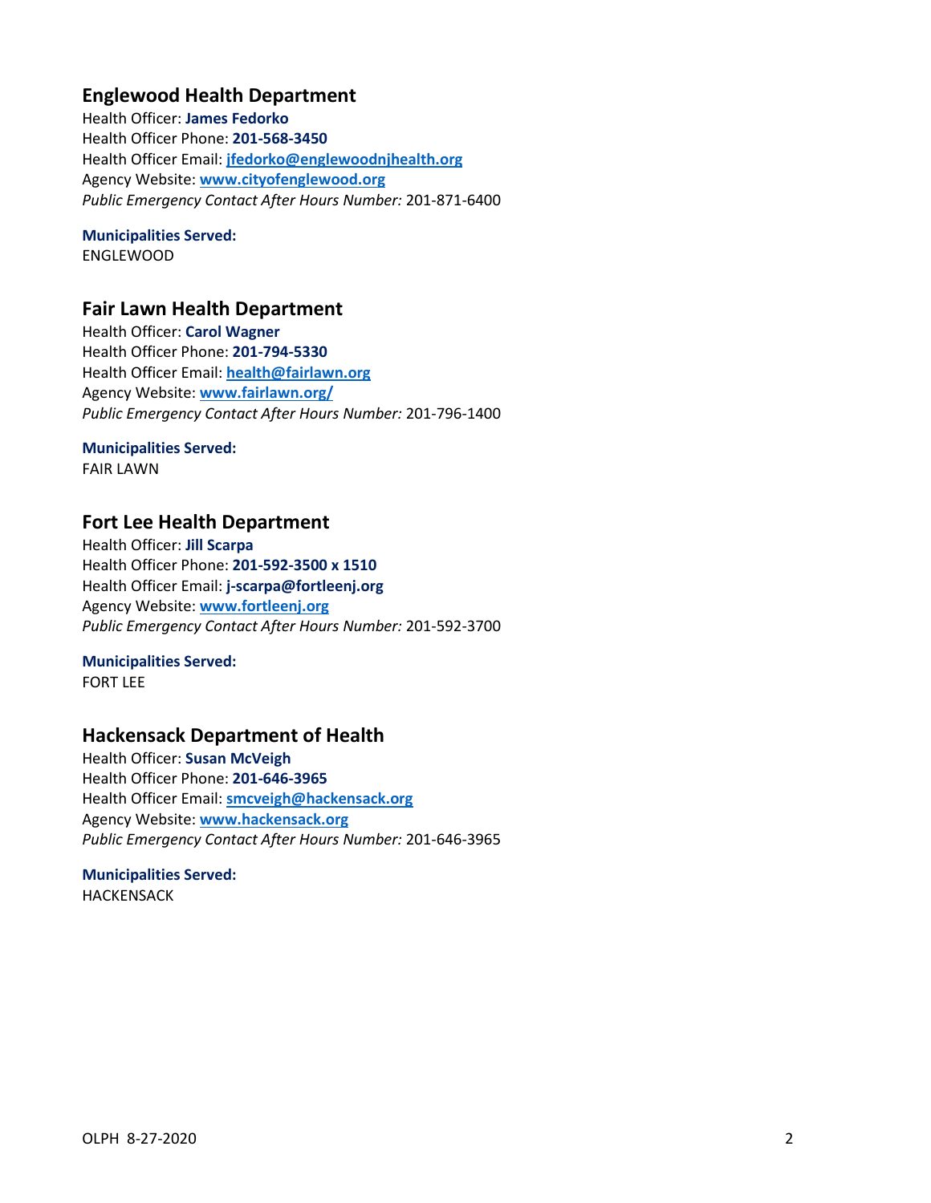## Englewood Health Department

Health Officer: **James Fedorko**
Health Officer Phone: **201-568-3450**
Health Officer Email: **jfedorko@englewoodnjhealth.org**
Agency Website: **www.cityofenglewood.org**
*Public Emergency Contact After Hours Number:* 201-871-6400

**Municipalities Served:**
ENGLEWOOD

## Fair Lawn Health Department

Health Officer: **Carol Wagner**
Health Officer Phone: **201-794-5330**
Health Officer Email: **health@fairlawn.org**
Agency Website: **www.fairlawn.org/**
*Public Emergency Contact After Hours Number:* 201-796-1400

**Municipalities Served:**
FAIR LAWN

## Fort Lee Health Department

Health Officer: **Jill Scarpa**
Health Officer Phone: **201-592-3500 x 1510**
Health Officer Email: **j-scarpa@fortleenj.org**
Agency Website: **www.fortleenj.org**
*Public Emergency Contact After Hours Number:* 201-592-3700

**Municipalities Served:**
FORT LEE

## Hackensack Department of Health

Health Officer: **Susan McVeigh**
Health Officer Phone: **201-646-3965**
Health Officer Email: **smcveigh@hackensack.org**
Agency Website: **www.hackensack.org**
*Public Emergency Contact After Hours Number:* 201-646-3965

**Municipalities Served:**
HACKENSACK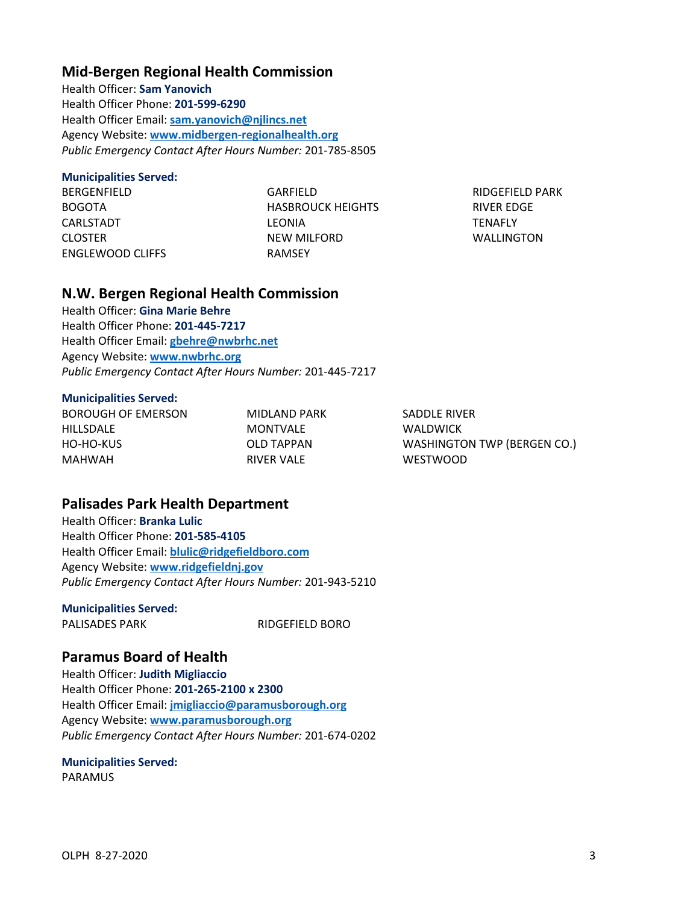## Mid-Bergen Regional Health Commission

Health Officer: **Sam Yanovich**
Health Officer Phone: **201-599-6290**
Health Officer Email: **sam.yanovich@njlincs.net**
Agency Website: **www.midbergen-regionalhealth.org**
*Public Emergency Contact After Hours Number:* 201-785-8505

**Municipalities Served:**

BERGENFIELD
BOGOTA
CARLSTADT
CLOSTER
ENGLEWOOD CLIFFS
GARFIELD
HASBROUCK HEIGHTS
LEONIA
NEW MILFORD
RAMSEY
RIDGEFIELD PARK
RIVER EDGE
TENAFLY
WALLINGTON

## N.W. Bergen Regional Health Commission

Health Officer: **Gina Marie Behre**
Health Officer Phone: **201-445-7217**
Health Officer Email: **gbehre@nwbrhc.net**
Agency Website: **www.nwbrhc.org**
*Public Emergency Contact After Hours Number:* 201-445-7217

**Municipalities Served:**

BOROUGH OF EMERSON
HILLSDALE
HO-HO-KUS
MAHWAH
MIDLAND PARK
MONTVALE
OLD TAPPAN
RIVER VALE
SADDLE RIVER
WALDWICK
WASHINGTON TWP (BERGEN CO.)
WESTWOOD

## Palisades Park Health Department

Health Officer: **Branka Lulic**
Health Officer Phone: **201-585-4105**
Health Officer Email: **blulic@ridgefieldboro.com**
Agency Website: **www.ridgefieldnj.gov**
*Public Emergency Contact After Hours Number:* 201-943-5210

**Municipalities Served:**

PALISADES PARK
RIDGEFIELD BORO

## Paramus Board of Health

Health Officer: **Judith Migliaccio**
Health Officer Phone: **201-265-2100 x 2300**
Health Officer Email: **jmigliaccio@paramusborough.org**
Agency Website: **www.paramusborough.org**
*Public Emergency Contact After Hours Number:* 201-674-0202

**Municipalities Served:**

PARAMUS

OLPH 8-27-2020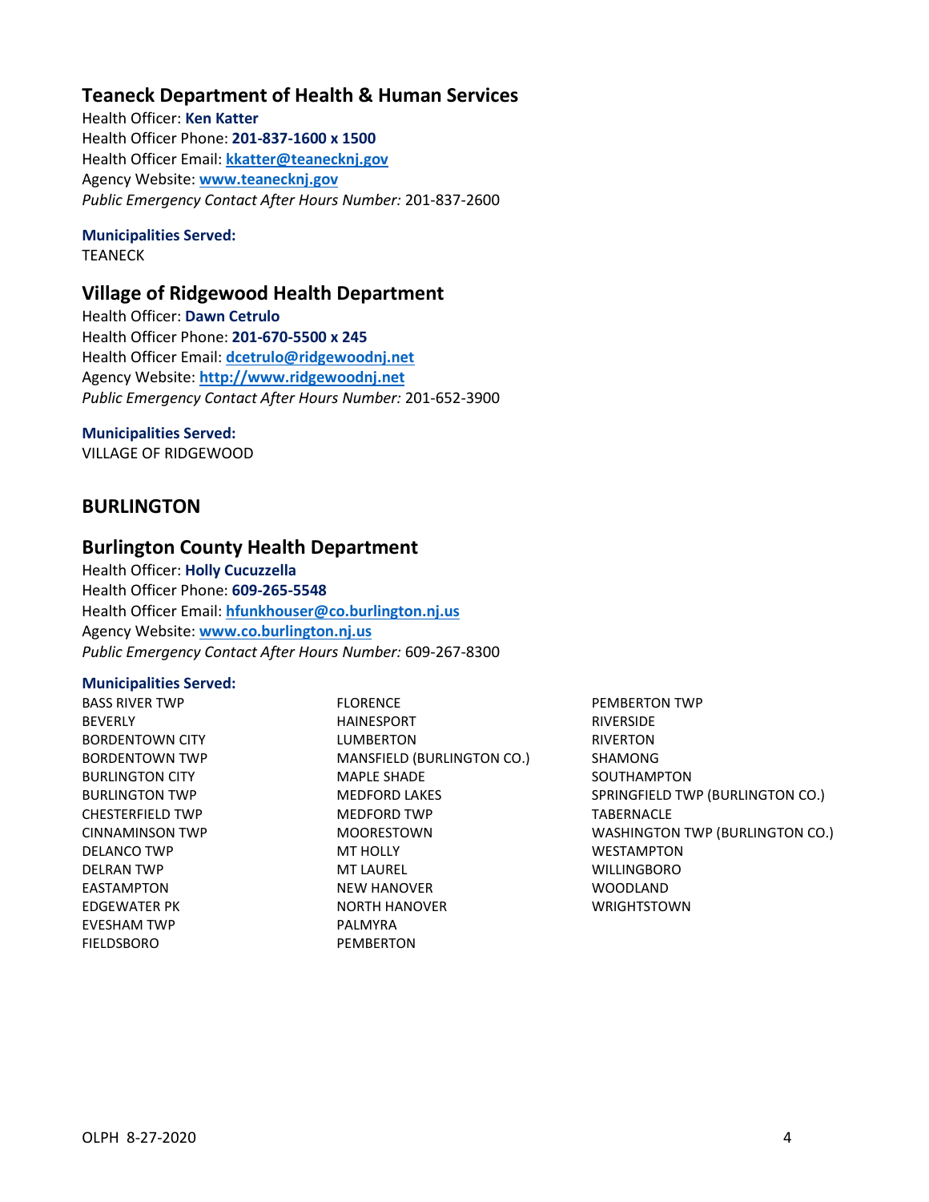### Teaneck Department of Health & Human Services

Health Officer: **Ken Katter**
Health Officer Phone: **201-837-1600 x 1500**
Health Officer Email: **kkatter@teanecknj.gov**
Agency Website: **www.teanecknj.gov**
*Public Emergency Contact After Hours Number:* 201-837-2600

**Municipalities Served:**
TEANECK

### Village of Ridgewood Health Department

Health Officer: **Dawn Cetrulo**
Health Officer Phone: **201-670-5500 x 245**
Health Officer Email: **dcetrulo@ridgewoodnj.net**
Agency Website: **http://www.ridgewoodnj.net**
*Public Emergency Contact After Hours Number:* 201-652-3900

**Municipalities Served:**
VILLAGE OF RIDGEWOOD

## BURLINGTON

### Burlington County Health Department

Health Officer: **Holly Cucuzzella**
Health Officer Phone: **609-265-5548**
Health Officer Email: **hfunkhouser@co.burlington.nj.us**
Agency Website: **www.co.burlington.nj.us**
*Public Emergency Contact After Hours Number:* 609-267-8300

**Municipalities Served:**

BASS RIVER TWP
BEVERLY
BORDENTOWN CITY
BORDENTOWN TWP
BURLINGTON CITY
BURLINGTON TWP
CHESTERFIELD TWP
CINNAMINSON TWP
DELANCO TWP
DELRAN TWP
EASTAMPTON
EDGEWATER PK
EVESHAM TWP
FIELDSBORO
FLORENCE
HAINESPORT
LUMBERTON
MANSFIELD (BURLINGTON CO.)
MAPLE SHADE
MEDFORD LAKES
MEDFORD TWP
MOORESTOWN
MT HOLLY
MT LAUREL
NEW HANOVER
NORTH HANOVER
PALMYRA
PEMBERTON
PEMBERTON TWP
RIVERSIDE
RIVERTON
SHAMONG
SOUTHAMPTON
SPRINGFIELD TWP (BURLINGTON CO.)
TABERNACLE
WASHINGTON TWP (BURLINGTON CO.)
WESTAMPTON
WILLINGBORO
WOODLAND
WRIGHTSTOWN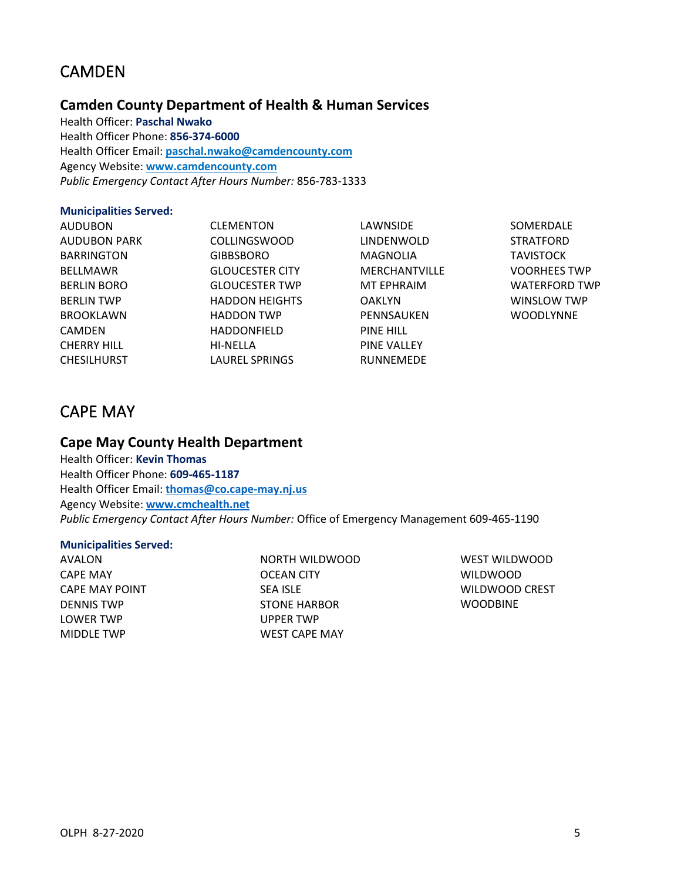# CAMDEN

## Camden County Department of Health & Human Services

Health Officer: **Paschal Nwako**
Health Officer Phone: **856-374-6000**
Health Officer Email: **paschal.nwako@camdencounty.com**
Agency Website: **www.camdencounty.com**
*Public Emergency Contact After Hours Number:* 856-783-1333

**Municipalities Served:**

AUDUBON
AUDUBON PARK
BARRINGTON
BELLMAWR
BERLIN BORO
BERLIN TWP
BROOKLAWN
CAMDEN
CHERRY HILL
CHESILHURST
CLEMENTON
COLLINGSWOOD
GIBBSBORO
GLOUCESTER CITY
GLOUCESTER TWP
HADDON HEIGHTS
HADDON TWP
HADDONFIELD
HI-NELLA
LAUREL SPRINGS
LAWNSIDE
LINDENWOLD
MAGNOLIA
MERCHANTVILLE
MT EPHRAIM
OAKLYN
PENNSAUKEN
PINE HILL
PINE VALLEY
RUNNEMEDE
SOMERDALE
STRATFORD
TAVISTOCK
VOORHEES TWP
WATERFORD TWP
WINSLOW TWP
WOODLYNNE

# CAPE MAY

## Cape May County Health Department

Health Officer: **Kevin Thomas**
Health Officer Phone: **609-465-1187**
Health Officer Email: **thomas@co.cape-may.nj.us**
Agency Website: **www.cmchealth.net**
*Public Emergency Contact After Hours Number:* Office of Emergency Management 609-465-1190

**Municipalities Served:**

AVALON
CAPE MAY
CAPE MAY POINT
DENNIS TWP
LOWER TWP
MIDDLE TWP
NORTH WILDWOOD
OCEAN CITY
SEA ISLE
STONE HARBOR
UPPER TWP
WEST CAPE MAY
WEST WILDWOOD
WILDWOOD
WILDWOOD CREST
WOODBINE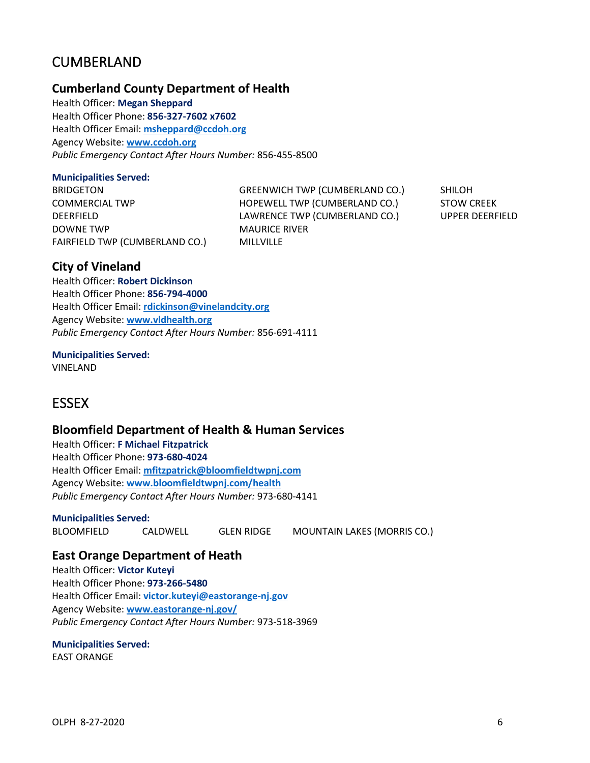## CUMBERLAND

### Cumberland County Department of Health

Health Officer: **Megan Sheppard**
Health Officer Phone: **856-327-7602 x7602**
Health Officer Email: **msheppard@ccdoh.org**
Agency Website: **www.ccdoh.org**
*Public Emergency Contact After Hours Number:* 856-455-8500

**Municipalities Served:**

BRIDGETON
COMMERCIAL TWP
DEERFIELD
DOWNE TWP
FAIRFIELD TWP (CUMBERLAND CO.)
GREENWICH TWP (CUMBERLAND CO.)
HOPEWELL TWP (CUMBERLAND CO.)
LAWRENCE TWP (CUMBERLAND CO.)
MAURICE RIVER
MILLVILLE
SHILOH
STOW CREEK
UPPER DEERFIELD

### City of Vineland

Health Officer: **Robert Dickinson**
Health Officer Phone: **856-794-4000**
Health Officer Email: **rdickinson@vinelandcity.org**
Agency Website: **www.vldhealth.org**
*Public Emergency Contact After Hours Number:* 856-691-4111

**Municipalities Served:**

VINELAND

## ESSEX

### Bloomfield Department of Health & Human Services

Health Officer: **F Michael Fitzpatrick**
Health Officer Phone: **973-680-4024**
Health Officer Email: **mfitzpatrick@bloomfieldtwpnj.com**
Agency Website: **www.bloomfieldtwpnj.com/health**
*Public Emergency Contact After Hours Number:* 973-680-4141

**Municipalities Served:**

BLOOMFIELD
CALDWELL
GLEN RIDGE
MOUNTAIN LAKES (MORRIS CO.)

### East Orange Department of Heath

Health Officer: **Victor Kuteyi**
Health Officer Phone: **973-266-5480**
Health Officer Email: **victor.kuteyi@eastorange-nj.gov**
Agency Website: **www.eastorange-nj.gov/**
*Public Emergency Contact After Hours Number:* 973-518-3969

**Municipalities Served:**

EAST ORANGE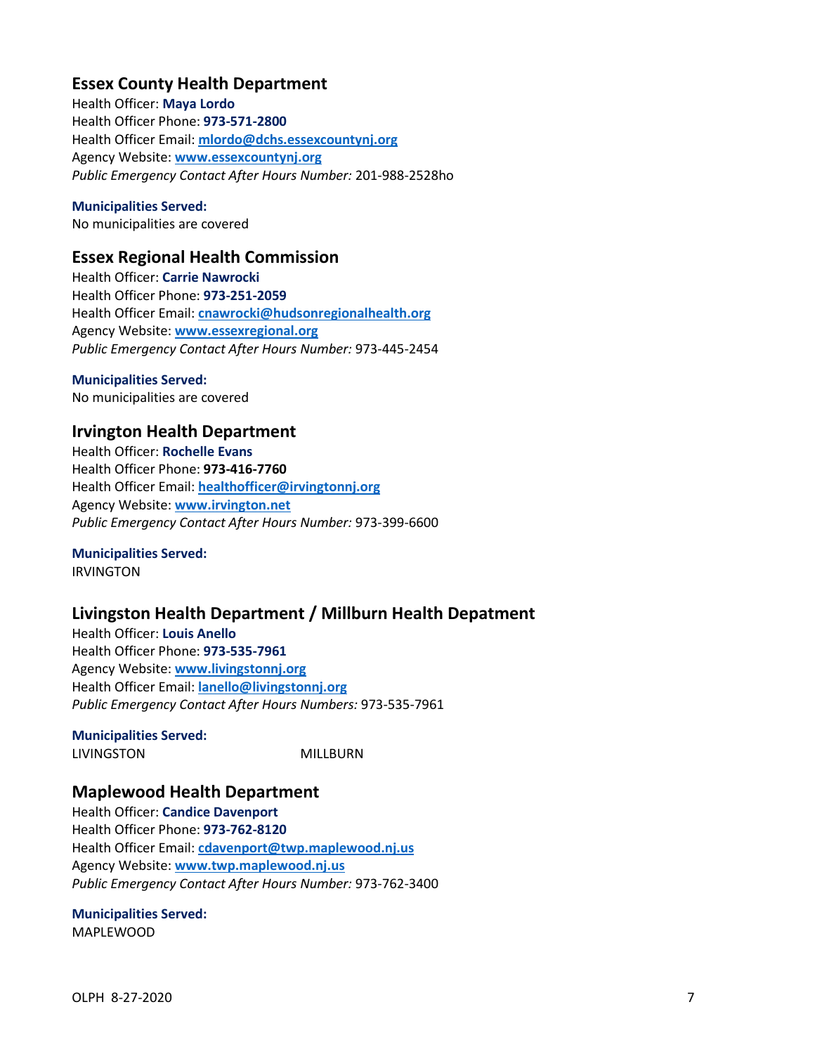## Essex County Health Department

Health Officer: **Maya Lordo**
Health Officer Phone: **973-571-2800**
Health Officer Email: **mlordo@dchs.essexcountynj.org**
Agency Website: **www.essexcountynj.org**
*Public Emergency Contact After Hours Number:* 201-988-2528ho

**Municipalities Served:**
No municipalities are covered

## Essex Regional Health Commission

Health Officer: **Carrie Nawrocki**
Health Officer Phone: **973-251-2059**
Health Officer Email: **cnawrocki@hudsonregionalhealth.org**
Agency Website: **www.essexregional.org**
*Public Emergency Contact After Hours Number:* 973-445-2454

**Municipalities Served:**
No municipalities are covered

## Irvington Health Department

Health Officer: **Rochelle Evans**
Health Officer Phone: **973-416-7760**
Health Officer Email: **healthofficer@irvingtonnj.org**
Agency Website: **www.irvington.net**
*Public Emergency Contact After Hours Number:* 973-399-6600

**Municipalities Served:**
IRVINGTON

## Livingston Health Department / Millburn Health Depatment

Health Officer: **Louis Anello**
Health Officer Phone: **973-535-7961**
Agency Website: **www.livingstonnj.org**
Health Officer Email: **lanello@livingstonnj.org**
*Public Emergency Contact After Hours Numbers:* 973-535-7961

**Municipalities Served:**
LIVINGSTON MILLBURN

## Maplewood Health Department

Health Officer: **Candice Davenport**
Health Officer Phone: **973-762-8120**
Health Officer Email: **cdavenport@twp.maplewood.nj.us**
Agency Website: **www.twp.maplewood.nj.us**
*Public Emergency Contact After Hours Number:* 973-762-3400

**Municipalities Served:**
MAPLEWOOD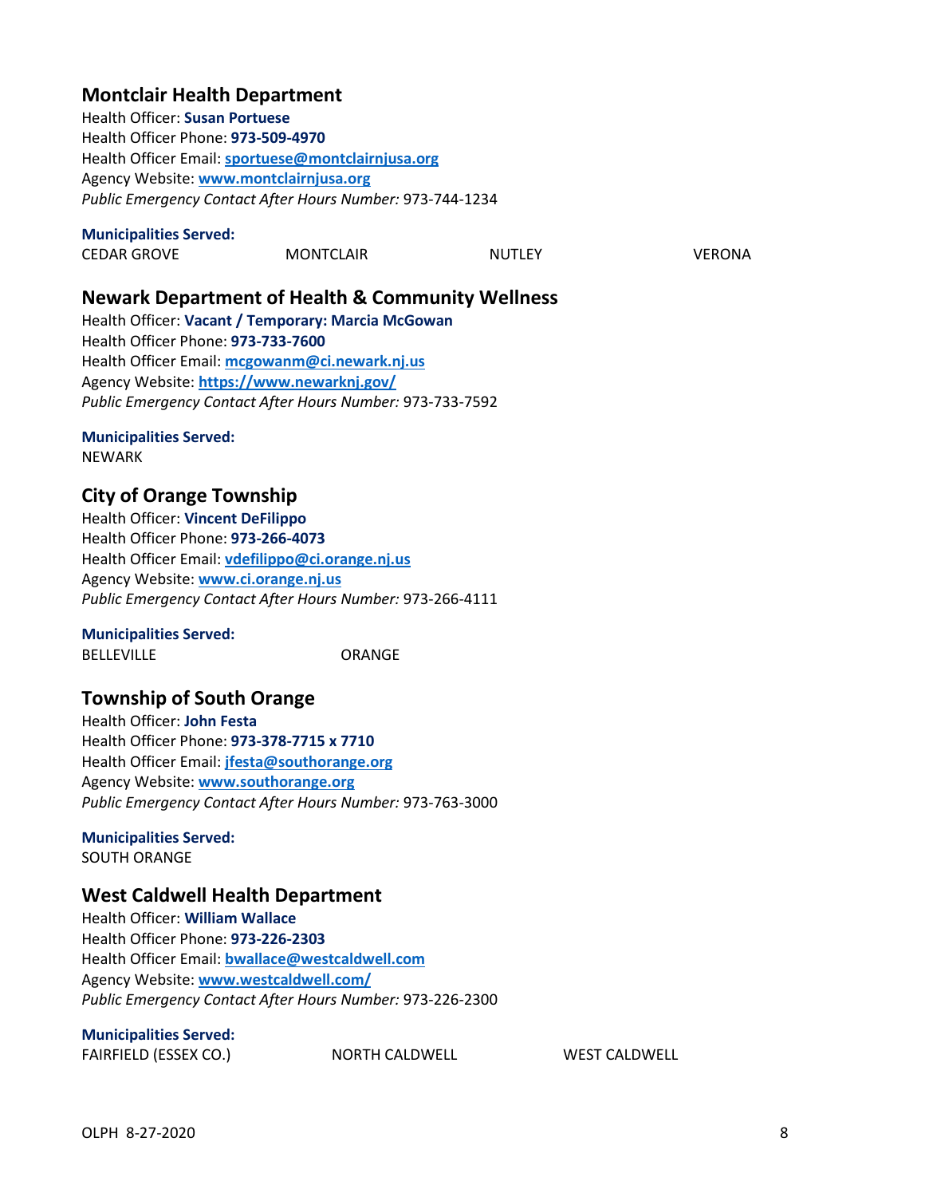## Montclair Health Department

Health Officer: **Susan Portuese**
Health Officer Phone: **973-509-4970**
Health Officer Email: **sportuese@montclairnjusa.org**
Agency Website: **www.montclairnjusa.org**
*Public Emergency Contact After Hours Number:* 973-744-1234

**Municipalities Served:**

| | | | |
|---|---|---|---|
| CEDAR GROVE | MONTCLAIR | NUTLEY | VERONA |

## Newark Department of Health & Community Wellness

Health Officer: **Vacant / Temporary: Marcia McGowan**
Health Officer Phone: **973-733-7600**
Health Officer Email: **mcgowanm@ci.newark.nj.us**
Agency Website: **https://www.newarknj.gov/**
*Public Emergency Contact After Hours Number:* 973-733-7592

**Municipalities Served:**

NEWARK

## City of Orange Township

Health Officer: **Vincent DeFilippo**
Health Officer Phone: **973-266-4073**
Health Officer Email: **vdefilippo@ci.orange.nj.us**
Agency Website: **www.ci.orange.nj.us**
*Public Emergency Contact After Hours Number:* 973-266-4111

**Municipalities Served:**

| | |
|---|---|
| BELLEVILLE | ORANGE |

## Township of South Orange

Health Officer: **John Festa**
Health Officer Phone: **973-378-7715 x 7710**
Health Officer Email: **jfesta@southorange.org**
Agency Website: **www.southorange.org**
*Public Emergency Contact After Hours Number:* 973-763-3000

**Municipalities Served:**

SOUTH ORANGE

## West Caldwell Health Department

Health Officer: **William Wallace**
Health Officer Phone: **973-226-2303**
Health Officer Email: **bwallace@westcaldwell.com**
Agency Website: **www.westcaldwell.com/**
*Public Emergency Contact After Hours Number:* 973-226-2300

**Municipalities Served:**

| | | |
|---|---|---|
| FAIRFIELD (ESSEX CO.) | NORTH CALDWELL | WEST CALDWELL |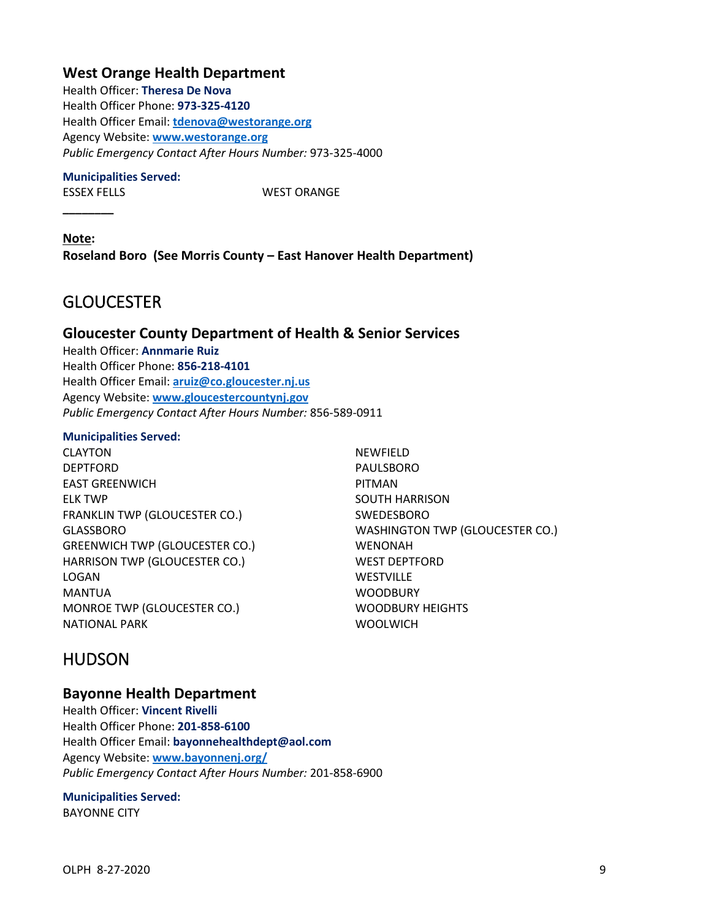### West Orange Health Department

Health Officer: **Theresa De Nova**
Health Officer Phone: **973-325-4120**
Health Officer Email: **tdenova@westorange.org**
Agency Website: **www.westorange.org**
*Public Emergency Contact After Hours Number:* 973-325-4000

**Municipalities Served:**

ESSEX FELLS
WEST ORANGE

________

**Note:**
**Roseland Boro (See Morris County – East Hanover Health Department)**

## GLOUCESTER

### Gloucester County Department of Health & Senior Services

Health Officer: **Annmarie Ruiz**
Health Officer Phone: **856-218-4101**
Health Officer Email: **aruiz@co.gloucester.nj.us**
Agency Website: **www.gloucestercountynj.gov**
*Public Emergency Contact After Hours Number:* 856-589-0911

**Municipalities Served:**

CLAYTON
DEPTFORD
EAST GREENWICH
ELK TWP
FRANKLIN TWP (GLOUCESTER CO.)
GLASSBORO
GREENWICH TWP (GLOUCESTER CO.)
HARRISON TWP (GLOUCESTER CO.)
LOGAN
MANTUA
MONROE TWP (GLOUCESTER CO.)
NATIONAL PARK
NEWFIELD
PAULSBORO
PITMAN
SOUTH HARRISON
SWEDESBORO
WASHINGTON TWP (GLOUCESTER CO.)
WENONAH
WEST DEPTFORD
WESTVILLE
WOODBURY
WOODBURY HEIGHTS
WOOLWICH

## HUDSON

### Bayonne Health Department

Health Officer: **Vincent Rivelli**
Health Officer Phone: **201-858-6100**
Health Officer Email: **bayonnehealthdept@aol.com**
Agency Website: **www.bayonnenj.org/**
*Public Emergency Contact After Hours Number:* 201-858-6900

**Municipalities Served:**

BAYONNE CITY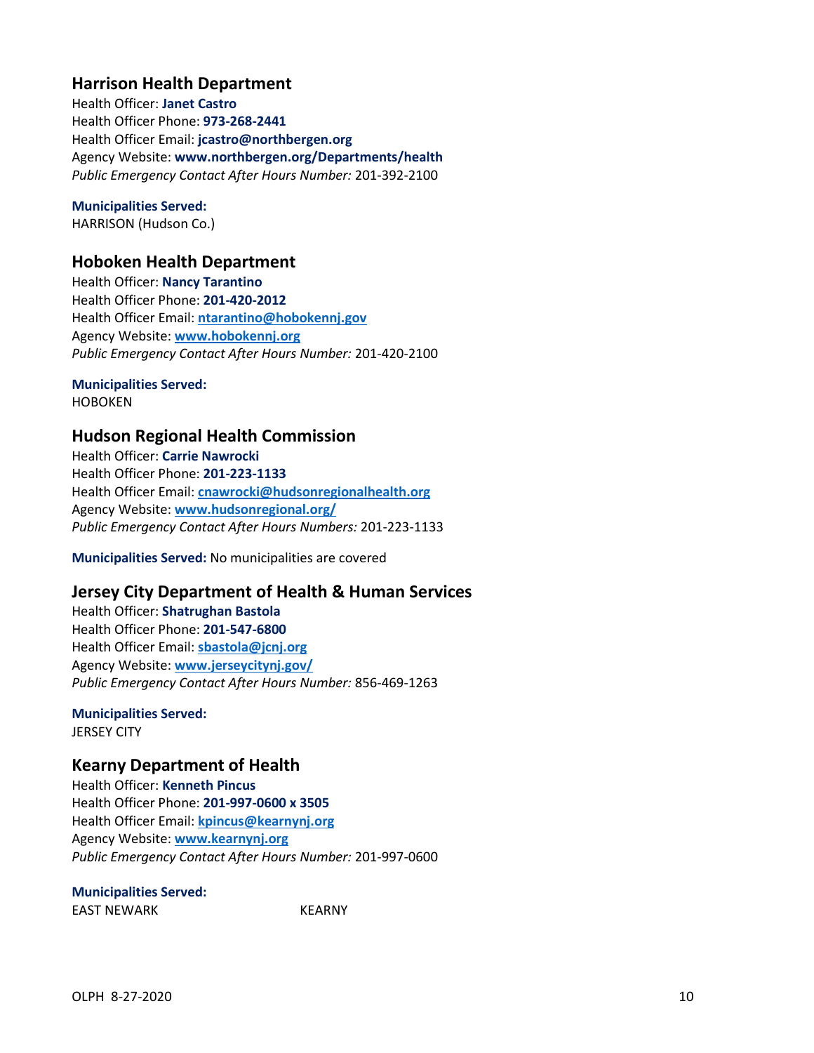## Harrison Health Department

Health Officer: **Janet Castro**
Health Officer Phone: **973-268-2441**
Health Officer Email: **jcastro@northbergen.org**
Agency Website: **www.northbergen.org/Departments/health**
*Public Emergency Contact After Hours Number:* 201-392-2100

**Municipalities Served:**
HARRISON (Hudson Co.)

## Hoboken Health Department

Health Officer: **Nancy Tarantino**
Health Officer Phone: **201-420-2012**
Health Officer Email: **ntarantino@hobokennj.gov**
Agency Website: **www.hobokennj.org**
*Public Emergency Contact After Hours Number:* 201-420-2100

**Municipalities Served:**
HOBOKEN

## Hudson Regional Health Commission

Health Officer: **Carrie Nawrocki**
Health Officer Phone: **201-223-1133**
Health Officer Email: **cnawrocki@hudsonregionalhealth.org**
Agency Website: **www.hudsonregional.org/**
*Public Emergency Contact After Hours Numbers:* 201-223-1133

**Municipalities Served:** No municipalities are covered

## Jersey City Department of Health & Human Services

Health Officer: **Shatrughan Bastola**
Health Officer Phone: **201-547-6800**
Health Officer Email: **sbastola@jcnj.org**
Agency Website: **www.jerseycitynj.gov/**
*Public Emergency Contact After Hours Number:* 856-469-1263

**Municipalities Served:**
JERSEY CITY

## Kearny Department of Health

Health Officer: **Kenneth Pincus**
Health Officer Phone: **201-997-0600 x 3505**
Health Officer Email: **kpincus@kearnynj.org**
Agency Website: **www.kearnynj.org**
*Public Emergency Contact After Hours Number:* 201-997-0600

**Municipalities Served:**
EAST NEWARK
KEARNY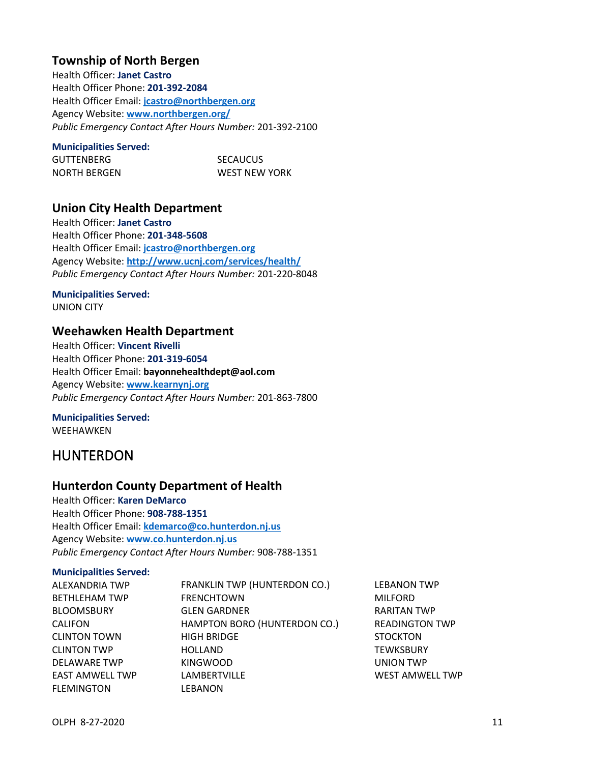### Township of North Bergen

Health Officer: **Janet Castro**
Health Officer Phone: **201-392-2084**
Health Officer Email: **jcastro@northbergen.org**
Agency Website: **www.northbergen.org/**
*Public Emergency Contact After Hours Number:* 201-392-2100

**Municipalities Served:**

GUTTENBERG
NORTH BERGEN
SECAUCUS
WEST NEW YORK

### Union City Health Department

Health Officer: **Janet Castro**
Health Officer Phone: **201-348-5608**
Health Officer Email: **jcastro@northbergen.org**
Agency Website: **http://www.ucnj.com/services/health/**
*Public Emergency Contact After Hours Number:* 201-220-8048

**Municipalities Served:**

UNION CITY

### Weehawken Health Department

Health Officer: **Vincent Rivelli**
Health Officer Phone: **201-319-6054**
Health Officer Email: **bayonnehealthdept@aol.com**
Agency Website: **www.kearnynj.org**
*Public Emergency Contact After Hours Number:* 201-863-7800

**Municipalities Served:**

WEEHAWKEN

## HUNTERDON

### Hunterdon County Department of Health

Health Officer: **Karen DeMarco**
Health Officer Phone: **908-788-1351**
Health Officer Email: **kdemarco@co.hunterdon.nj.us**
Agency Website: **www.co.hunterdon.nj.us**
*Public Emergency Contact After Hours Number:* 908-788-1351

**Municipalities Served:**

ALEXANDRIA TWP
BETHLEHAM TWP
BLOOMSBURY
CALIFON
CLINTON TOWN
CLINTON TWP
DELAWARE TWP
EAST AMWELL TWP
FLEMINGTON
FRANKLIN TWP (HUNTERDON CO.)
FRENCHTOWN
GLEN GARDNER
HAMPTON BORO (HUNTERDON CO.)
HIGH BRIDGE
HOLLAND
KINGWOOD
LAMBERTVILLE
LEBANON
LEBANON TWP
MILFORD
RARITAN TWP
READINGTON TWP
STOCKTON
TEWKSBURY
UNION TWP
WEST AMWELL TWP

OLPH 8-27-2020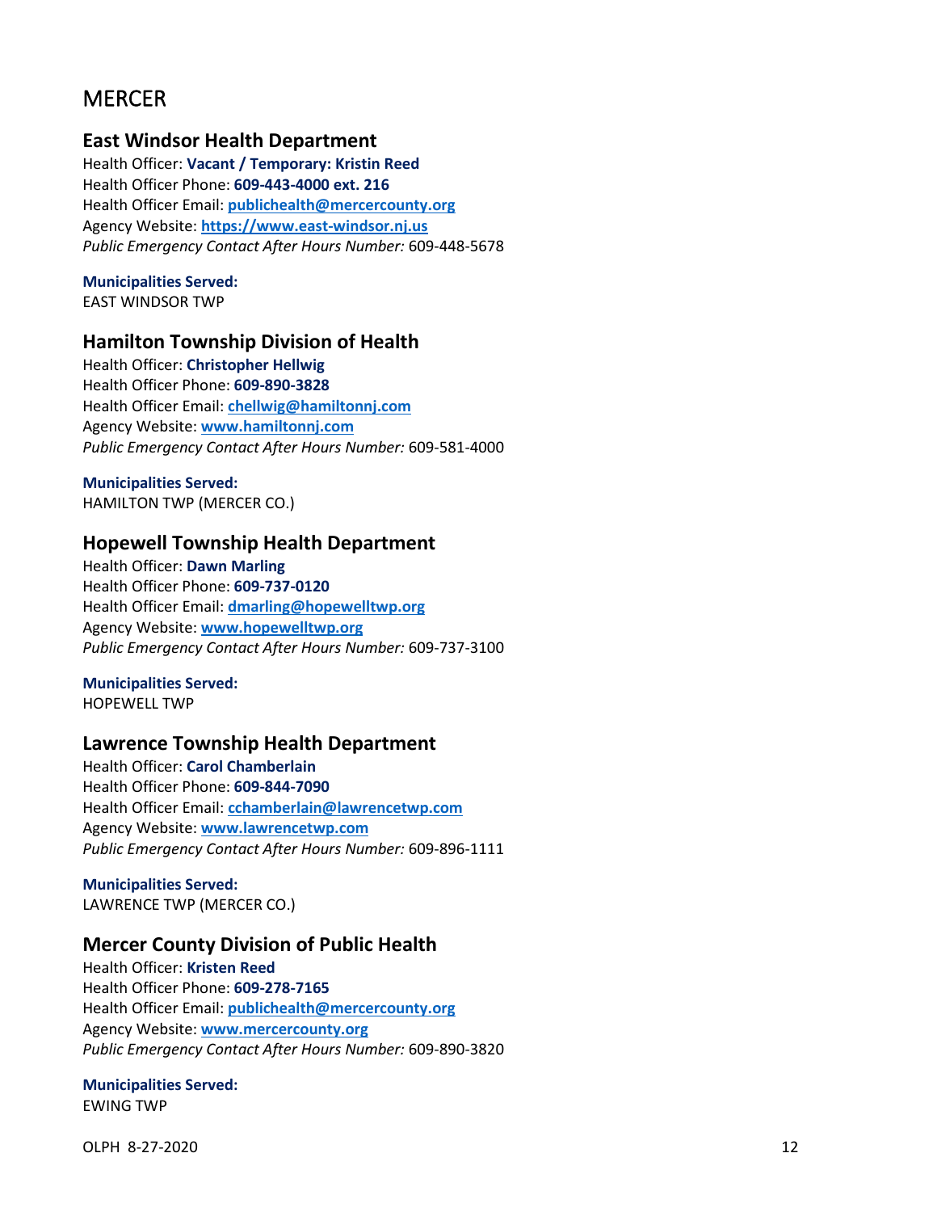# MERCER

## East Windsor Health Department

Health Officer: **Vacant / Temporary: Kristin Reed**
Health Officer Phone: **609-443-4000 ext. 216**
Health Officer Email: **publichealth@mercercounty.org**
Agency Website: **https://www.east-windsor.nj.us**
*Public Emergency Contact After Hours Number:* 609-448-5678

**Municipalities Served:**
EAST WINDSOR TWP

## Hamilton Township Division of Health

Health Officer: **Christopher Hellwig**
Health Officer Phone: **609-890-3828**
Health Officer Email: **chellwig@hamiltonnj.com**
Agency Website: **www.hamiltonnj.com**
*Public Emergency Contact After Hours Number:* 609-581-4000

**Municipalities Served:**
HAMILTON TWP (MERCER CO.)

## Hopewell Township Health Department

Health Officer: **Dawn Marling**
Health Officer Phone: **609-737-0120**
Health Officer Email: **dmarling@hopewelltwp.org**
Agency Website: **www.hopewelltwp.org**
*Public Emergency Contact After Hours Number:* 609-737-3100

**Municipalities Served:**
HOPEWELL TWP

## Lawrence Township Health Department

Health Officer: **Carol Chamberlain**
Health Officer Phone: **609-844-7090**
Health Officer Email: **cchamberlain@lawrencetwp.com**
Agency Website: **www.lawrencetwp.com**
*Public Emergency Contact After Hours Number:* 609-896-1111

**Municipalities Served:**
LAWRENCE TWP (MERCER CO.)

## Mercer County Division of Public Health

Health Officer: **Kristen Reed**
Health Officer Phone: **609-278-7165**
Health Officer Email: **publichealth@mercercounty.org**
Agency Website: **www.mercercounty.org**
*Public Emergency Contact After Hours Number:* 609-890-3820

**Municipalities Served:**
EWING TWP

OLPH 8-27-2020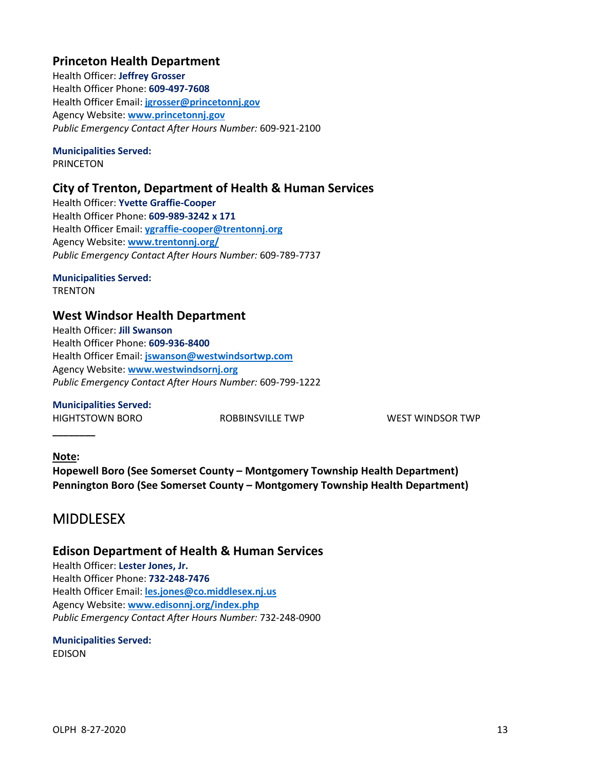### Princeton Health Department

Health Officer: **Jeffrey Grosser**
Health Officer Phone: **609-497-7608**
Health Officer Email: **jgrosser@princetonnj.gov**
Agency Website: **www.princetonnj.gov**
*Public Emergency Contact After Hours Number:* 609-921-2100

**Municipalities Served:**
PRINCETON

### City of Trenton, Department of Health & Human Services

Health Officer: **Yvette Graffie-Cooper**
Health Officer Phone: **609-989-3242 x 171**
Health Officer Email: **ygraffie-cooper@trentonnj.org**
Agency Website: **www.trentonnj.org/**
*Public Emergency Contact After Hours Number:* 609-789-7737

**Municipalities Served:**
TRENTON

### West Windsor Health Department

Health Officer: **Jill Swanson**
Health Officer Phone: **609-936-8400**
Health Officer Email: **jswanson@westwindsortwp.com**
Agency Website: **www.westwindsornj.org**
*Public Emergency Contact After Hours Number:* 609-799-1222

**Municipalities Served:**
HIGHTSTOWN BORO
ROBBINSVILLE TWP
WEST WINDSOR TWP

________

**Note:**
**Hopewell Boro (See Somerset County – Montgomery Township Health Department)**
**Pennington Boro (See Somerset County – Montgomery Township Health Department)**

## MIDDLESEX

### Edison Department of Health & Human Services

Health Officer: **Lester Jones, Jr.**
Health Officer Phone: **732-248-7476**
Health Officer Email: **les.jones@co.middlesex.nj.us**
Agency Website: **www.edisonnj.org/index.php**
*Public Emergency Contact After Hours Number:* 732-248-0900

**Municipalities Served:**
EDISON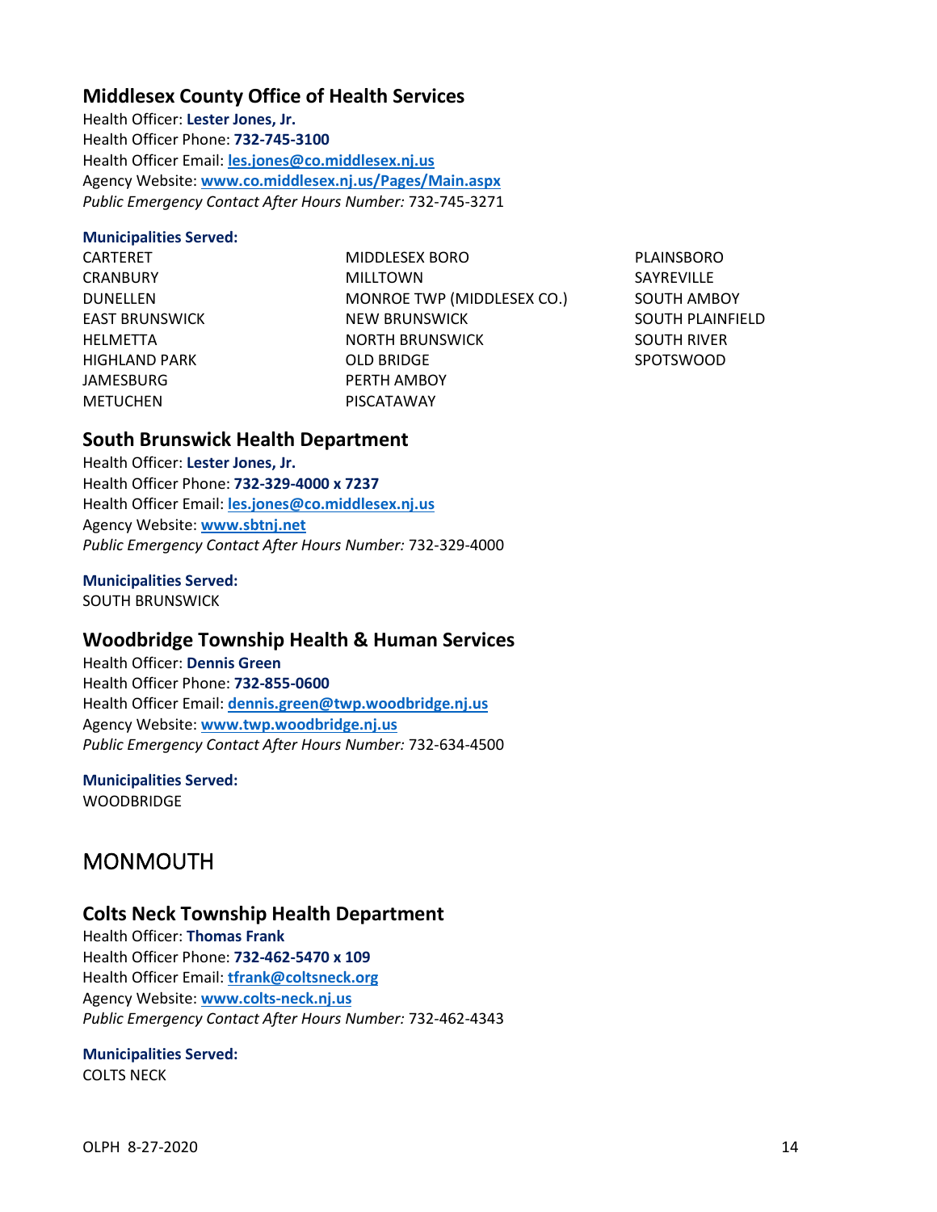### Middlesex County Office of Health Services

Health Officer: **Lester Jones, Jr.**
Health Officer Phone: **732-745-3100**
Health Officer Email: **les.jones@co.middlesex.nj.us**
Agency Website: **www.co.middlesex.nj.us/Pages/Main.aspx**
*Public Emergency Contact After Hours Number:* 732-745-3271

**Municipalities Served:**

CARTERET
CRANBURY
DUNELLEN
EAST BRUNSWICK
HELMETTA
HIGHLAND PARK
JAMESBURG
METUCHEN
MIDDLESEX BORO
MILLTOWN
MONROE TWP (MIDDLESEX CO.)
NEW BRUNSWICK
NORTH BRUNSWICK
OLD BRIDGE
PERTH AMBOY
PISCATAWAY
PLAINSBORO
SAYREVILLE
SOUTH AMBOY
SOUTH PLAINFIELD
SOUTH RIVER
SPOTSWOOD

### South Brunswick Health Department

Health Officer: **Lester Jones, Jr.**
Health Officer Phone: **732-329-4000 x 7237**
Health Officer Email: **les.jones@co.middlesex.nj.us**
Agency Website: **www.sbtnj.net**
*Public Emergency Contact After Hours Number:* 732-329-4000

**Municipalities Served:**

SOUTH BRUNSWICK

### Woodbridge Township Health & Human Services

Health Officer: **Dennis Green**
Health Officer Phone: **732-855-0600**
Health Officer Email: **dennis.green@twp.woodbridge.nj.us**
Agency Website: **www.twp.woodbridge.nj.us**
*Public Emergency Contact After Hours Number:* 732-634-4500

**Municipalities Served:**

WOODBRIDGE

## MONMOUTH

### Colts Neck Township Health Department

Health Officer: **Thomas Frank**
Health Officer Phone: **732-462-5470 x 109**
Health Officer Email: **tfrank@coltsneck.org**
Agency Website: **www.colts-neck.nj.us**
*Public Emergency Contact After Hours Number:* 732-462-4343

**Municipalities Served:**

COLTS NECK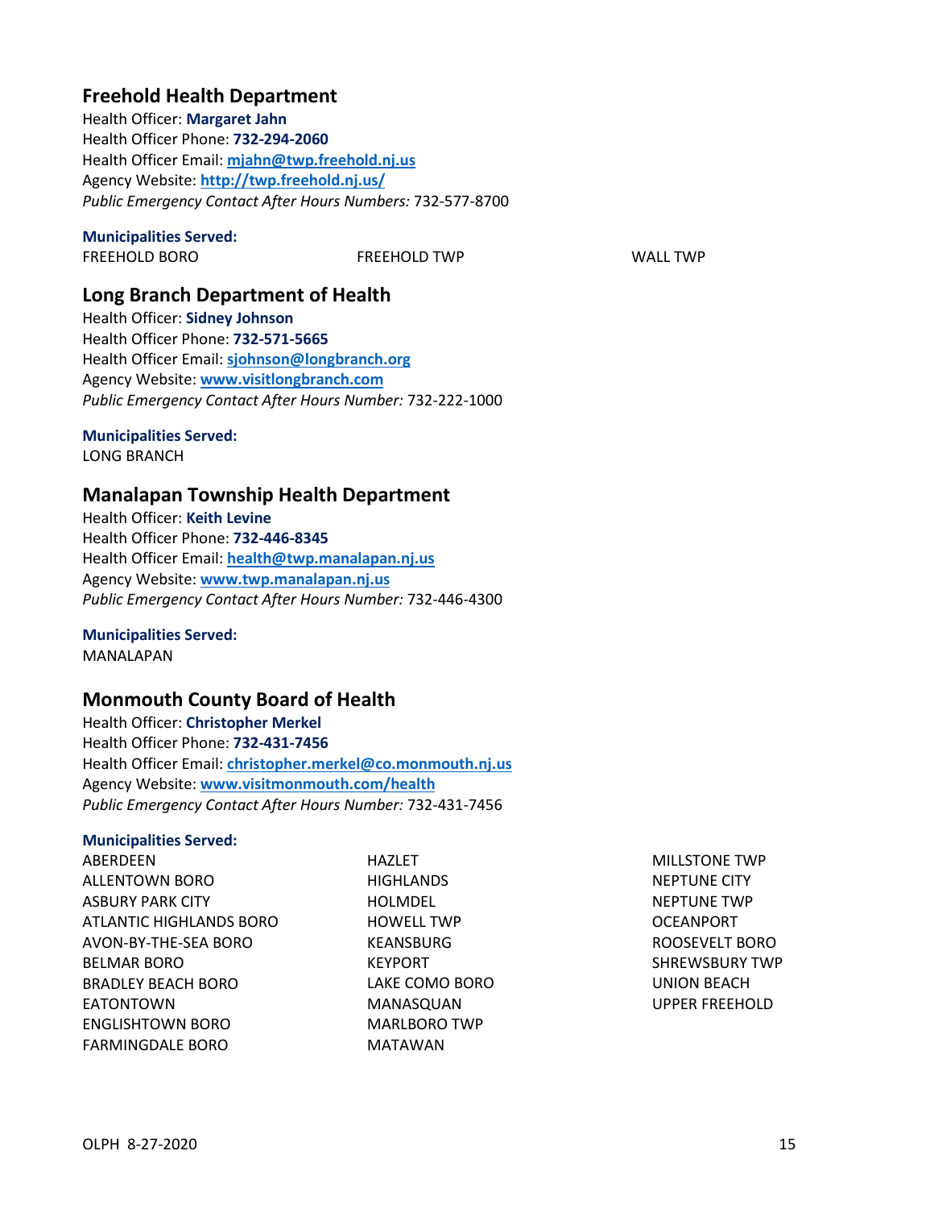## Freehold Health Department

Health Officer: **Margaret Jahn**
Health Officer Phone: **732-294-2060**
Health Officer Email: **mjahn@twp.freehold.nj.us**
Agency Website: **http://twp.freehold.nj.us/**
*Public Emergency Contact After Hours Numbers:* 732-577-8700

**Municipalities Served:**

FREEHOLD BORO
FREEHOLD TWP
WALL TWP

## Long Branch Department of Health

Health Officer: **Sidney Johnson**
Health Officer Phone: **732-571-5665**
Health Officer Email: **sjohnson@longbranch.org**
Agency Website: **www.visitlongbranch.com**
*Public Emergency Contact After Hours Number:* 732-222-1000

**Municipalities Served:**

LONG BRANCH

## Manalapan Township Health Department

Health Officer: **Keith Levine**
Health Officer Phone: **732-446-8345**
Health Officer Email: **health@twp.manalapan.nj.us**
Agency Website: **www.twp.manalapan.nj.us**
*Public Emergency Contact After Hours Number:* 732-446-4300

**Municipalities Served:**

MANALAPAN

## Monmouth County Board of Health

Health Officer: **Christopher Merkel**
Health Officer Phone: **732-431-7456**
Health Officer Email: **christopher.merkel@co.monmouth.nj.us**
Agency Website: **www.visitmonmouth.com/health**
*Public Emergency Contact After Hours Number:* 732-431-7456

**Municipalities Served:**

ABERDEEN
ALLENTOWN BORO
ASBURY PARK CITY
ATLANTIC HIGHLANDS BORO
AVON-BY-THE-SEA BORO
BELMAR BORO
BRADLEY BEACH BORO
EATONTOWN
ENGLISHTOWN BORO
FARMINGDALE BORO
HAZLET
HIGHLANDS
HOLMDEL
HOWELL TWP
KEANSBURG
KEYPORT
LAKE COMO BORO
MANASQUAN
MARLBORO TWP
MATAWAN
MILLSTONE TWP
NEPTUNE CITY
NEPTUNE TWP
OCEANPORT
ROOSEVELT BORO
SHREWSBURY TWP
UNION BEACH
UPPER FREEHOLD

OLPH 8-27-2020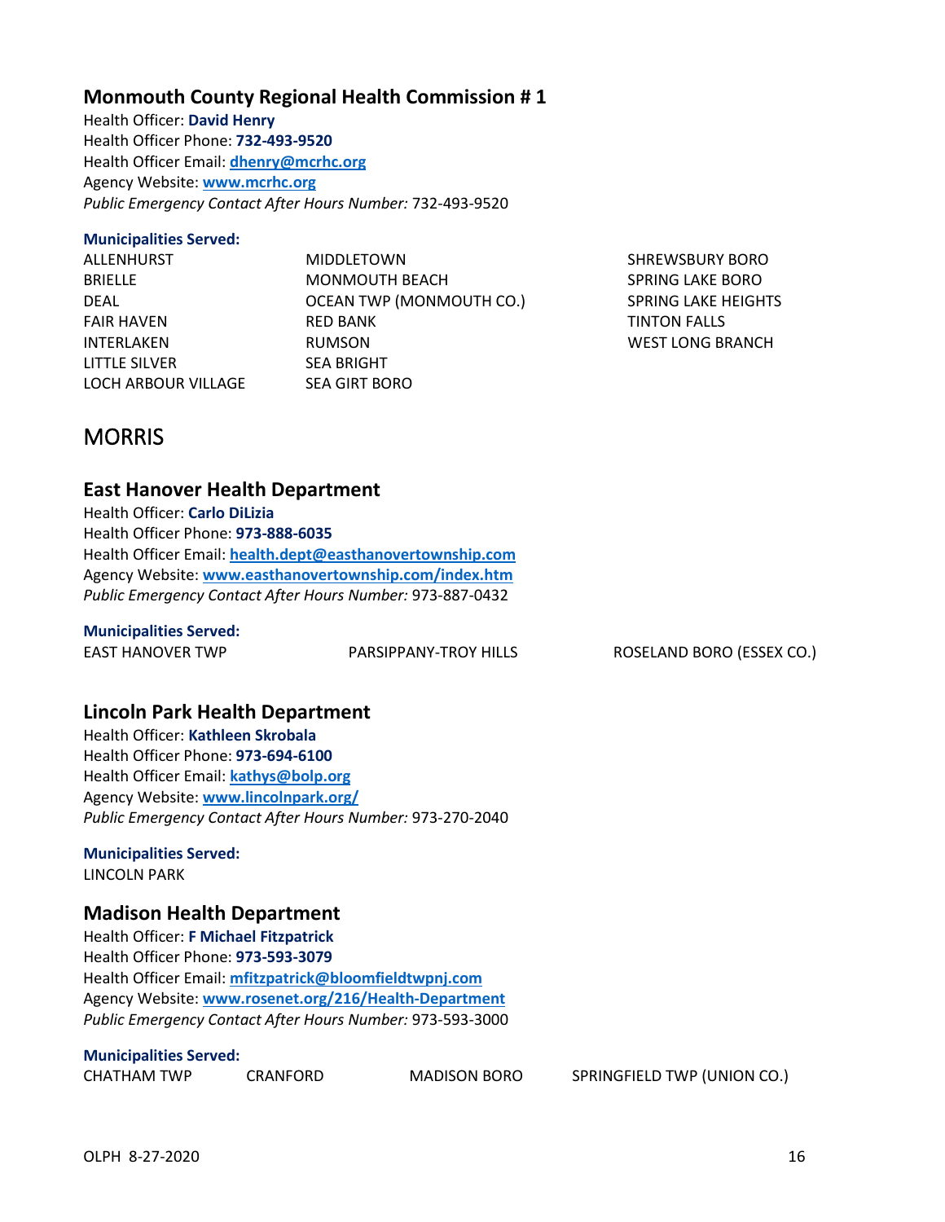### Monmouth County Regional Health Commission # 1

Health Officer: **David Henry**
Health Officer Phone: **732-493-9520**
Health Officer Email: **dhenry@mcrhc.org**
Agency Website: **www.mcrhc.org**
*Public Emergency Contact After Hours Number:* 732-493-9520

**Municipalities Served:**

ALLENHURST
BRIELLE
DEAL
FAIR HAVEN
INTERLAKEN
LITTLE SILVER
LOCH ARBOUR VILLAGE
MIDDLETOWN
MONMOUTH BEACH
OCEAN TWP (MONMOUTH CO.)
RED BANK
RUMSON
SEA BRIGHT
SEA GIRT BORO
SHREWSBURY BORO
SPRING LAKE BORO
SPRING LAKE HEIGHTS
TINTON FALLS
WEST LONG BRANCH

## MORRIS

### East Hanover Health Department

Health Officer: **Carlo DiLizia**
Health Officer Phone: **973-888-6035**
Health Officer Email: **health.dept@easthanovertownship.com**
Agency Website: **www.easthanovertownship.com/index.htm**
*Public Emergency Contact After Hours Number:* 973-887-0432

**Municipalities Served:**

EAST HANOVER TWP
PARSIPPANY-TROY HILLS
ROSELAND BORO (ESSEX CO.)

### Lincoln Park Health Department

Health Officer: **Kathleen Skrobala**
Health Officer Phone: **973-694-6100**
Health Officer Email: **kathys@bolp.org**
Agency Website: **www.lincolnpark.org/**
*Public Emergency Contact After Hours Number:* 973-270-2040

**Municipalities Served:**

LINCOLN PARK

### Madison Health Department

Health Officer: **F Michael Fitzpatrick**
Health Officer Phone: **973-593-3079**
Health Officer Email: **mfitzpatrick@bloomfieldtwpnj.com**
Agency Website: **www.rosenet.org/216/Health-Department**
*Public Emergency Contact After Hours Number:* 973-593-3000

**Municipalities Served:**

CHATHAM TWP
CRANFORD
MADISON BORO
SPRINGFIELD TWP (UNION CO.)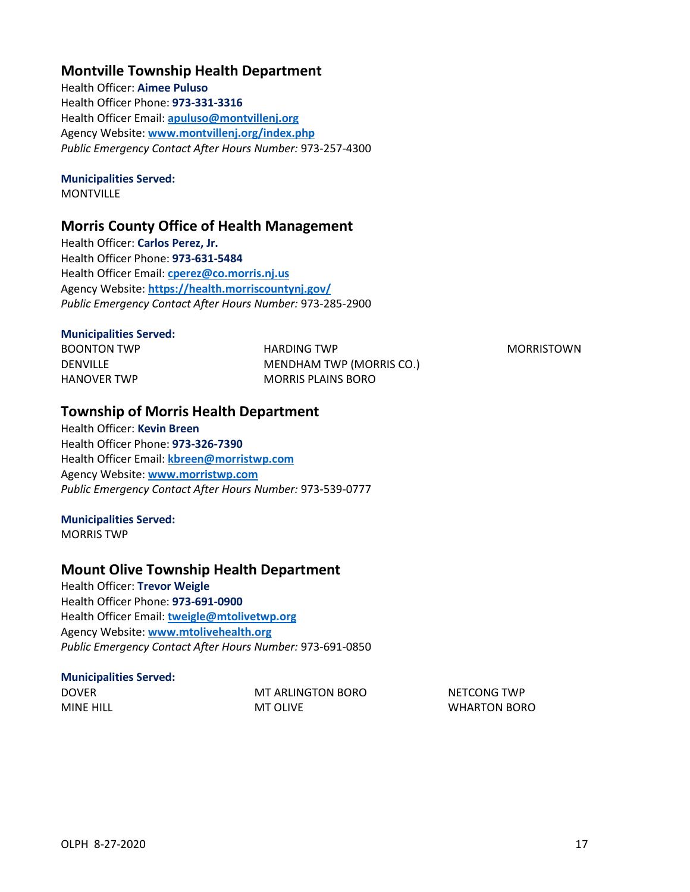## Montville Township Health Department

Health Officer: **Aimee Puluso**
Health Officer Phone: **973-331-3316**
Health Officer Email: **apuluso@montvillenj.org**
Agency Website: **www.montvillenj.org/index.php**
*Public Emergency Contact After Hours Number:* 973-257-4300

**Municipalities Served:**

MONTVILLE

## Morris County Office of Health Management

Health Officer: **Carlos Perez, Jr.**
Health Officer Phone: **973-631-5484**
Health Officer Email: **cperez@co.morris.nj.us**
Agency Website: **https://health.morriscountynj.gov/**
*Public Emergency Contact After Hours Number:* 973-285-2900

**Municipalities Served:**

BOONTON TWP
DENVILLE
HANOVER TWP
HARDING TWP
MENDHAM TWP (MORRIS CO.)
MORRIS PLAINS BORO
MORRISTOWN

## Township of Morris Health Department

Health Officer: **Kevin Breen**
Health Officer Phone: **973-326-7390**
Health Officer Email: **kbreen@morristwp.com**
Agency Website: **www.morristwp.com**
*Public Emergency Contact After Hours Number:* 973-539-0777

**Municipalities Served:**

MORRIS TWP

## Mount Olive Township Health Department

Health Officer: **Trevor Weigle**
Health Officer Phone: **973-691-0900**
Health Officer Email: **tweigle@mtolivetwp.org**
Agency Website: **www.mtolivehealth.org**
*Public Emergency Contact After Hours Number:* 973-691-0850

**Municipalities Served:**

DOVER
MINE HILL
MT ARLINGTON BORO
MT OLIVE
NETCONG TWP
WHARTON BORO

OLPH 8-27-2020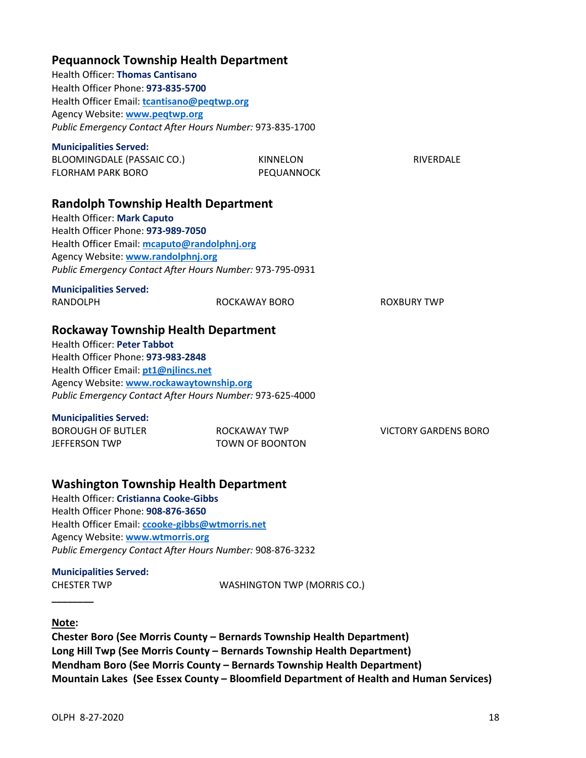## Pequannock Township Health Department

Health Officer: **Thomas Cantisano**
Health Officer Phone: **973-835-5700**
Health Officer Email: **tcantisano@peqtwp.org**
Agency Website: **www.peqtwp.org**
*Public Emergency Contact After Hours Number:* 973-835-1700

**Municipalities Served:**

BLOOMINGDALE (PASSAIC CO.)
FLORHAM PARK BORO
KINNELON
PEQUANNOCK
RIVERDALE

## Randolph Township Health Department

Health Officer: **Mark Caputo**
Health Officer Phone: **973-989-7050**
Health Officer Email: **mcaputo@randolphnj.org**
Agency Website: **www.randolphnj.org**
*Public Emergency Contact After Hours Number:* 973-795-0931

**Municipalities Served:**

RANDOLPH
ROCKAWAY BORO
ROXBURY TWP

## Rockaway Township Health Department

Health Officer: **Peter Tabbot**
Health Officer Phone: **973-983-2848**
Health Officer Email: **pt1@njlincs.net**
Agency Website: **www.rockawaytownship.org**
*Public Emergency Contact After Hours Number:* 973-625-4000

**Municipalities Served:**

BOROUGH OF BUTLER
JEFFERSON TWP
ROCKAWAY TWP
TOWN OF BOONTON
VICTORY GARDENS BORO

## Washington Township Health Department

Health Officer: **Cristianna Cooke-Gibbs**
Health Officer Phone: **908-876-3650**
Health Officer Email: **ccooke-gibbs@wtmorris.net**
Agency Website: **www.wtmorris.org**
*Public Emergency Contact After Hours Number:* 908-876-3232

**Municipalities Served:**

CHESTER TWP
WASHINGTON TWP (MORRIS CO.)

________

**Note:**

**Chester Boro (See Morris County – Bernards Township Health Department)**
**Long Hill Twp (See Morris County – Bernards Township Health Department)**
**Mendham Boro (See Morris County – Bernards Township Health Department)**
**Mountain Lakes (See Essex County – Bloomfield Department of Health and Human Services)**

OLPH 8-27-2020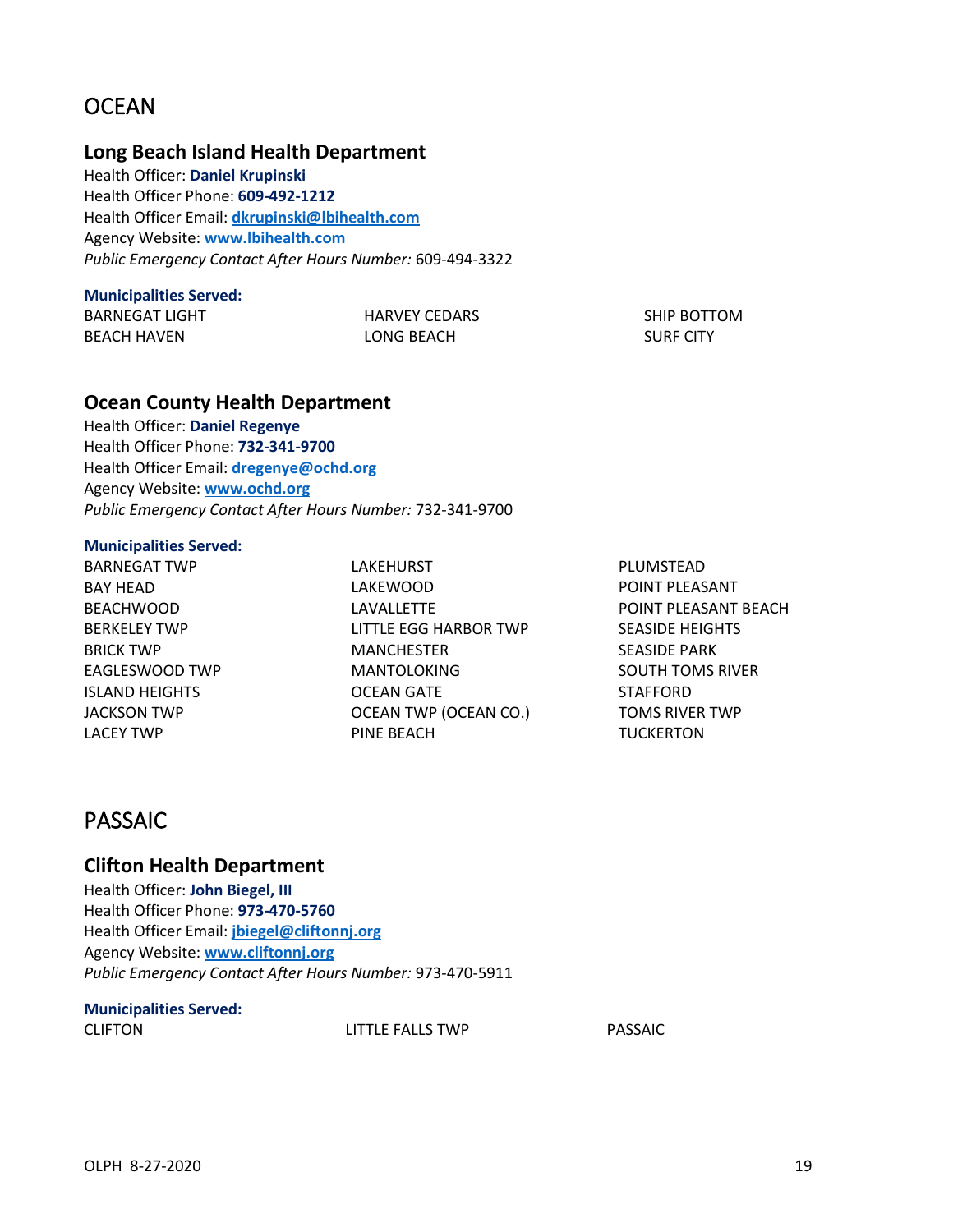# OCEAN

## Long Beach Island Health Department

Health Officer: **Daniel Krupinski**
Health Officer Phone: **609-492-1212**
Health Officer Email: **dkrupinski@lbihealth.com**
Agency Website: **www.lbihealth.com**
*Public Emergency Contact After Hours Number:* 609-494-3322

**Municipalities Served:**

BARNEGAT LIGHT
BEACH HAVEN
HARVEY CEDARS
LONG BEACH
SHIP BOTTOM
SURF CITY

## Ocean County Health Department

Health Officer: **Daniel Regenye**
Health Officer Phone: **732-341-9700**
Health Officer Email: **dregenye@ochd.org**
Agency Website: **www.ochd.org**
*Public Emergency Contact After Hours Number:* 732-341-9700

**Municipalities Served:**

BARNEGAT TWP
BAY HEAD
BEACHWOOD
BERKELEY TWP
BRICK TWP
EAGLESWOOD TWP
ISLAND HEIGHTS
JACKSON TWP
LACEY TWP
LAKEHURST
LAKEWOOD
LAVALLETTE
LITTLE EGG HARBOR TWP
MANCHESTER
MANTOLOKING
OCEAN GATE
OCEAN TWP (OCEAN CO.)
PINE BEACH
PLUMSTEAD
POINT PLEASANT
POINT PLEASANT BEACH
SEASIDE HEIGHTS
SEASIDE PARK
SOUTH TOMS RIVER
STAFFORD
TOMS RIVER TWP
TUCKERTON

# PASSAIC

## Clifton Health Department

Health Officer: **John Biegel, III**
Health Officer Phone: **973-470-5760**
Health Officer Email: **jbiegel@cliftonnj.org**
Agency Website: **www.cliftonnj.org**
*Public Emergency Contact After Hours Number:* 973-470-5911

**Municipalities Served:**

CLIFTON
LITTLE FALLS TWP
PASSAIC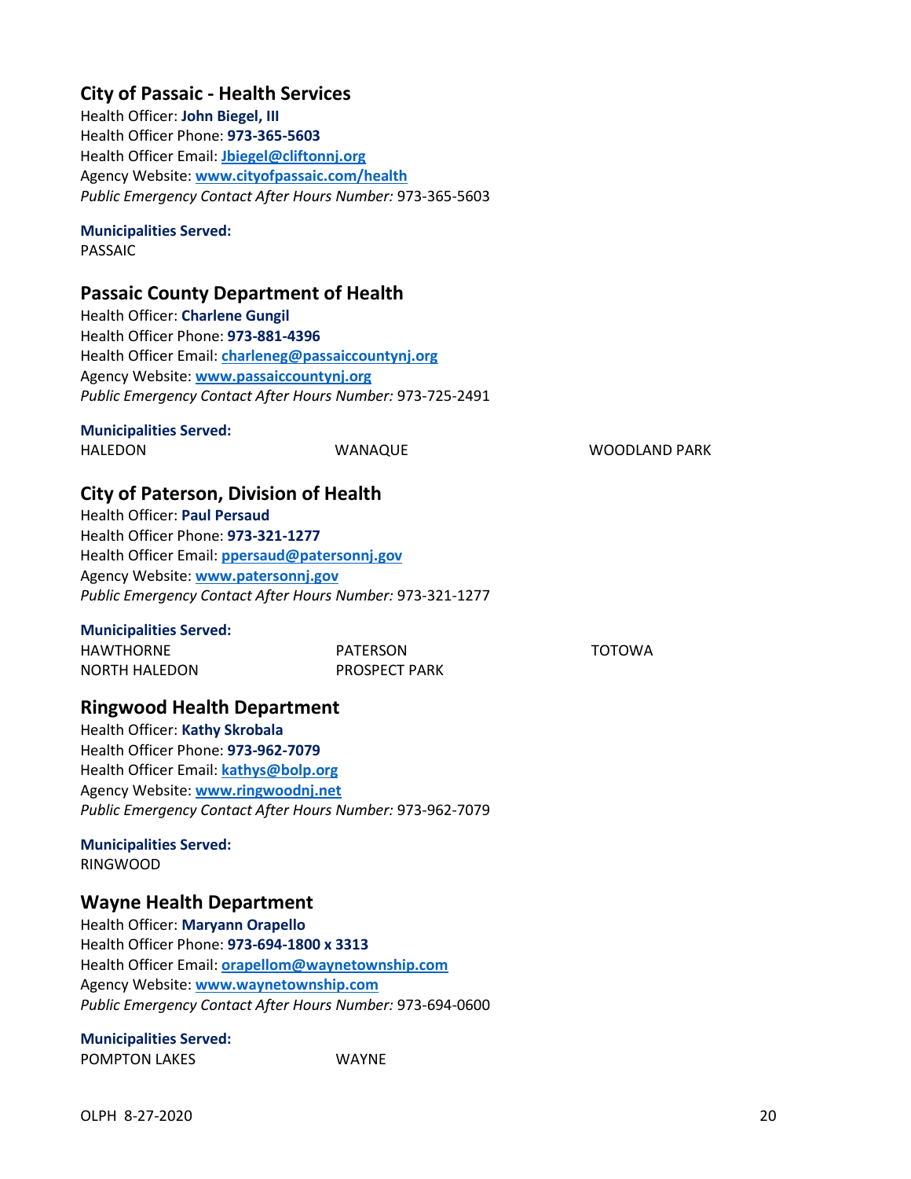## City of Passaic - Health Services

Health Officer: **John Biegel, III**
Health Officer Phone: **973-365-5603**
Health Officer Email: **Jbiegel@cliftonnj.org**
Agency Website: **www.cityofpassaic.com/health**
*Public Emergency Contact After Hours Number:* 973-365-5603

**Municipalities Served:**
PASSAIC

## Passaic County Department of Health

Health Officer: **Charlene Gungil**
Health Officer Phone: **973-881-4396**
Health Officer Email: **charleneg@passaiccountynj.org**
Agency Website: **www.passaiccountynj.org**
*Public Emergency Contact After Hours Number:* 973-725-2491

**Municipalities Served:**
HALEDON
WANAQUE
WOODLAND PARK

## City of Paterson, Division of Health

Health Officer: **Paul Persaud**
Health Officer Phone: **973-321-1277**
Health Officer Email: **ppersaud@patersonnj.gov**
Agency Website: **www.patersonnj.gov**
*Public Emergency Contact After Hours Number:* 973-321-1277

**Municipalities Served:**
HAWTHORNE
NORTH HALEDON
PATERSON
PROSPECT PARK
TOTOWA

## Ringwood Health Department

Health Officer: **Kathy Skrobala**
Health Officer Phone: **973-962-7079**
Health Officer Email: **kathys@bolp.org**
Agency Website: **www.ringwoodnj.net**
*Public Emergency Contact After Hours Number:* 973-962-7079

**Municipalities Served:**
RINGWOOD

## Wayne Health Department

Health Officer: **Maryann Orapello**
Health Officer Phone: **973-694-1800 x 3313**
Health Officer Email: **orapellom@waynetownship.com**
Agency Website: **www.waynetownship.com**
*Public Emergency Contact After Hours Number:* 973-694-0600

**Municipalities Served:**
POMPTON LAKES
WAYNE

OLPH 8-27-2020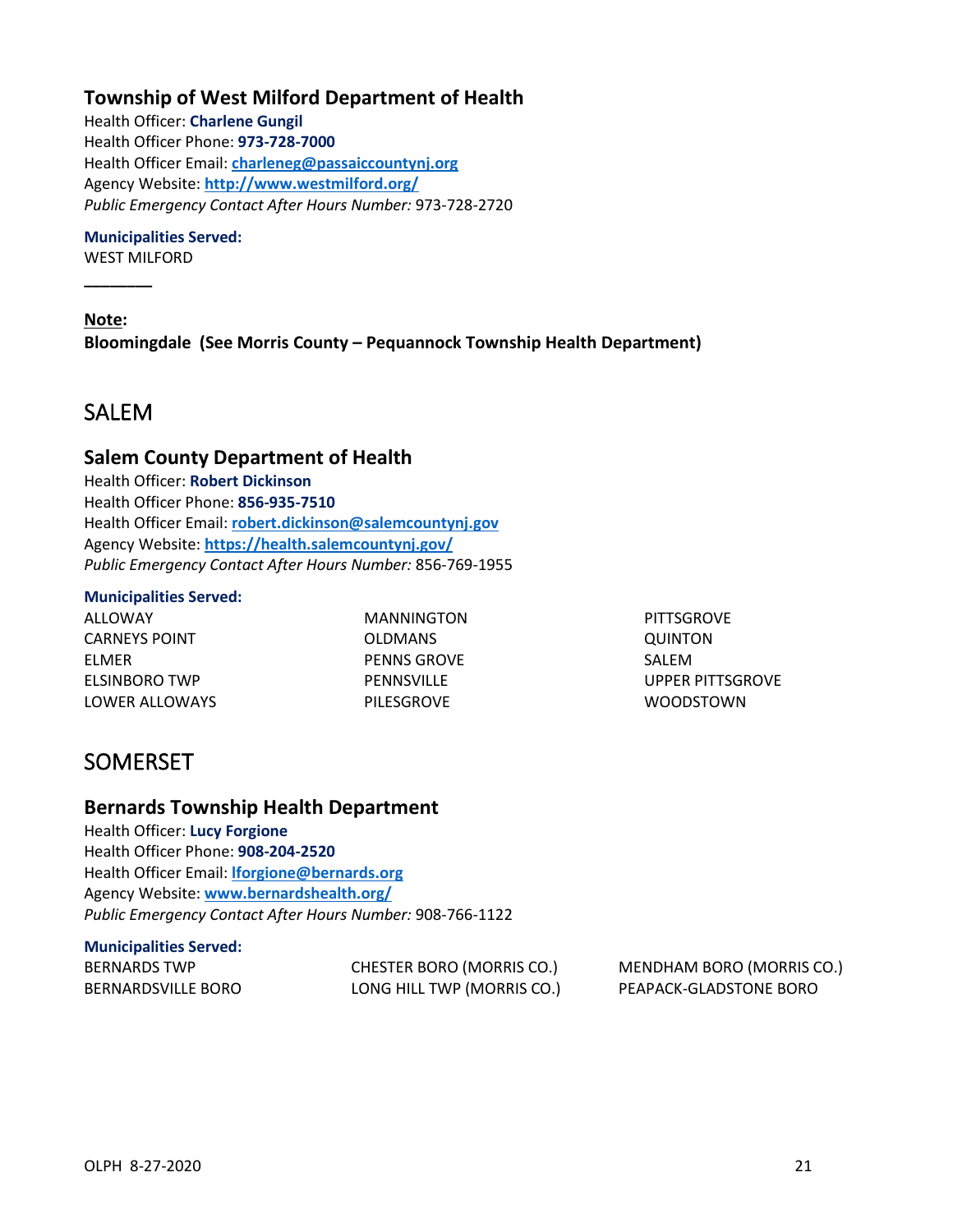### Township of West Milford Department of Health

Health Officer: **Charlene Gungil**
Health Officer Phone: **973-728-7000**
Health Officer Email: **charleneg@passaiccountynj.org**
Agency Website: **http://www.westmilford.org/**
*Public Emergency Contact After Hours Number:* 973-728-2720

**Municipalities Served:**
WEST MILFORD

________

**Note:**
**Bloomingdale (See Morris County – Pequannock Township Health Department)**

## SALEM

### Salem County Department of Health

Health Officer: **Robert Dickinson**
Health Officer Phone: **856-935-7510**
Health Officer Email: **robert.dickinson@salemcountynj.gov**
Agency Website: **https://health.salemcountynj.gov/**
*Public Emergency Contact After Hours Number:* 856-769-1955

**Municipalities Served:**

ALLOWAY
CARNEYS POINT
ELMER
ELSINBORO TWP
LOWER ALLOWAYS
MANNINGTON
OLDMANS
PENNS GROVE
PENNSVILLE
PILESGROVE
PITTSGROVE
QUINTON
SALEM
UPPER PITTSGROVE
WOODSTOWN

## SOMERSET

### Bernards Township Health Department

Health Officer: **Lucy Forgione**
Health Officer Phone: **908-204-2520**
Health Officer Email: **lforgione@bernards.org**
Agency Website: **www.bernardshealth.org/**
*Public Emergency Contact After Hours Number:* 908-766-1122

**Municipalities Served:**

BERNARDS TWP
BERNARDSVILLE BORO
CHESTER BORO (MORRIS CO.)
LONG HILL TWP (MORRIS CO.)
MENDHAM BORO (MORRIS CO.)
PEAPACK-GLADSTONE BORO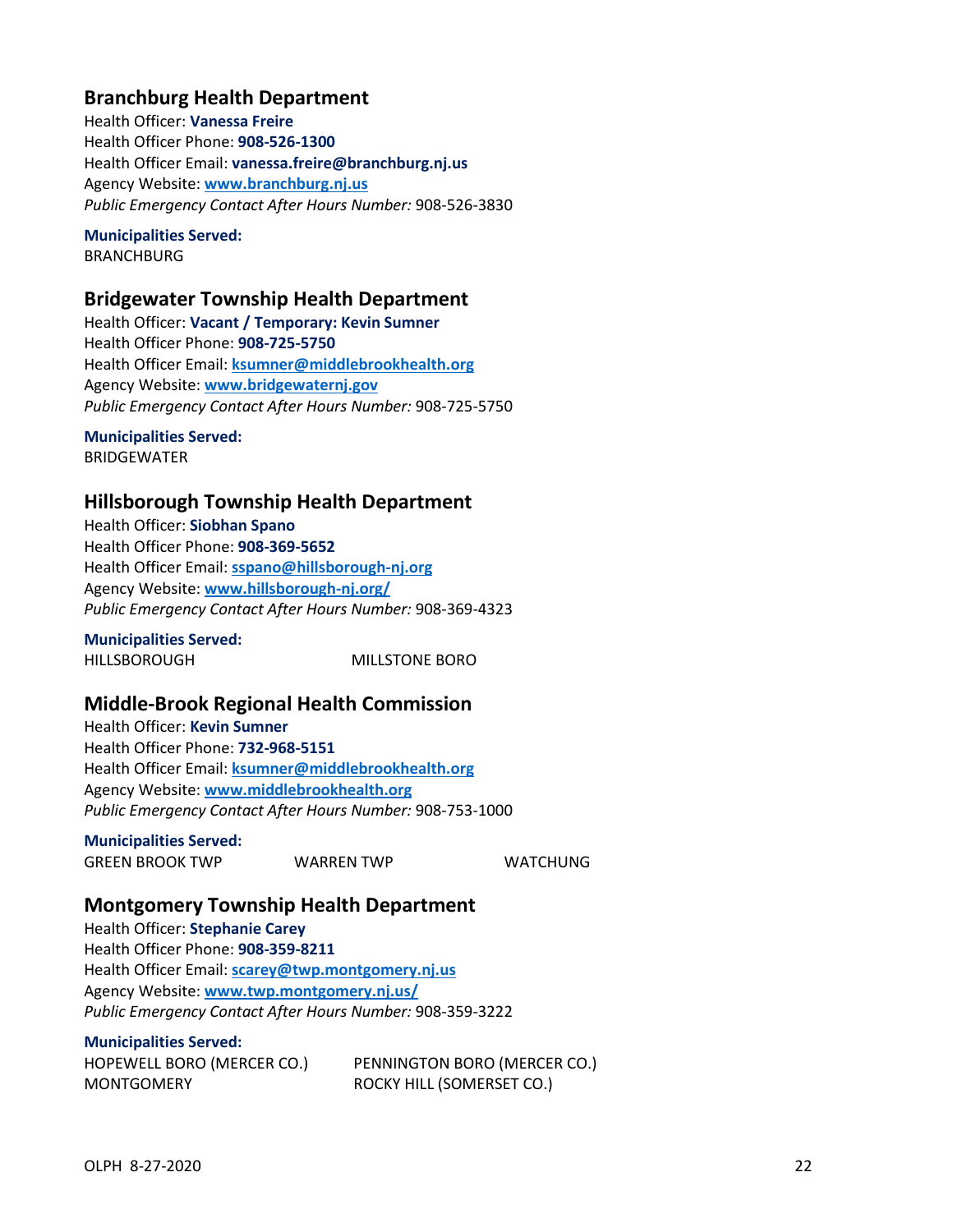## Branchburg Health Department

Health Officer: **Vanessa Freire**
Health Officer Phone: **908-526-1300**
Health Officer Email: **vanessa.freire@branchburg.nj.us**
Agency Website: **www.branchburg.nj.us**
*Public Emergency Contact After Hours Number:* 908-526-3830

**Municipalities Served:**
BRANCHBURG

## Bridgewater Township Health Department

Health Officer: **Vacant / Temporary: Kevin Sumner**
Health Officer Phone: **908-725-5750**
Health Officer Email: **ksumner@middlebrookhealth.org**
Agency Website: **www.bridgewaternj.gov**
*Public Emergency Contact After Hours Number:* 908-725-5750

**Municipalities Served:**
BRIDGEWATER

## Hillsborough Township Health Department

Health Officer: **Siobhan Spano**
Health Officer Phone: **908-369-5652**
Health Officer Email: **sspano@hillsborough-nj.org**
Agency Website: **www.hillsborough-nj.org/**
*Public Emergency Contact After Hours Number:* 908-369-4323

**Municipalities Served:**
HILLSBOROUGH
MILLSTONE BORO

## Middle-Brook Regional Health Commission

Health Officer: **Kevin Sumner**
Health Officer Phone: **732-968-5151**
Health Officer Email: **ksumner@middlebrookhealth.org**
Agency Website: **www.middlebrookhealth.org**
*Public Emergency Contact After Hours Number:* 908-753-1000

**Municipalities Served:**
GREEN BROOK TWP
WARREN TWP
WATCHUNG

## Montgomery Township Health Department

Health Officer: **Stephanie Carey**
Health Officer Phone: **908-359-8211**
Health Officer Email: **scarey@twp.montgomery.nj.us**
Agency Website: **www.twp.montgomery.nj.us/**
*Public Emergency Contact After Hours Number:* 908-359-3222

**Municipalities Served:**
HOPEWELL BORO (MERCER CO.)
MONTGOMERY
PENNINGTON BORO (MERCER CO.)
ROCKY HILL (SOMERSET CO.)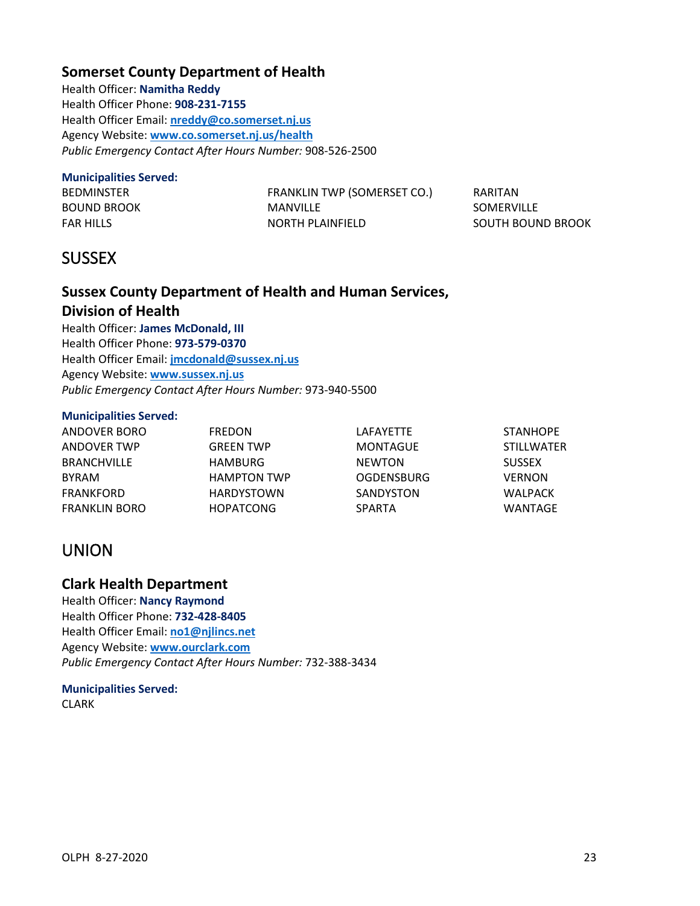### Somerset County Department of Health

Health Officer: **Namitha Reddy**
Health Officer Phone: **908-231-7155**
Health Officer Email: **nreddy@co.somerset.nj.us**
Agency Website: **www.co.somerset.nj.us/health**
*Public Emergency Contact After Hours Number:* 908-526-2500

**Municipalities Served:**

| | | |
|---|---|---|
| BEDMINSTER | FRANKLIN TWP (SOMERSET CO.) | RARITAN |
| BOUND BROOK | MANVILLE | SOMERVILLE |
| FAR HILLS | NORTH PLAINFIELD | SOUTH BOUND BROOK |

## SUSSEX

### Sussex County Department of Health and Human Services, Division of Health

Health Officer: **James McDonald, III**
Health Officer Phone: **973-579-0370**
Health Officer Email: **jmcdonald@sussex.nj.us**
Agency Website: **www.sussex.nj.us**
*Public Emergency Contact After Hours Number:* 973-940-5500

**Municipalities Served:**

| | | | |
|---|---|---|---|
| ANDOVER BORO | FREDON | LAFAYETTE | STANHOPE |
| ANDOVER TWP | GREEN TWP | MONTAGUE | STILLWATER |
| BRANCHVILLE | HAMBURG | NEWTON | SUSSEX |
| BYRAM | HAMPTON TWP | OGDENSBURG | VERNON |
| FRANKFORD | HARDYSTOWN | SANDYSTON | WALPACK |
| FRANKLIN BORO | HOPATCONG | SPARTA | WANTAGE |

## UNION

### Clark Health Department

Health Officer: **Nancy Raymond**
Health Officer Phone: **732-428-8405**
Health Officer Email: **no1@njlincs.net**
Agency Website: **www.ourclark.com**
*Public Emergency Contact After Hours Number:* 732-388-3434

**Municipalities Served:**

CLARK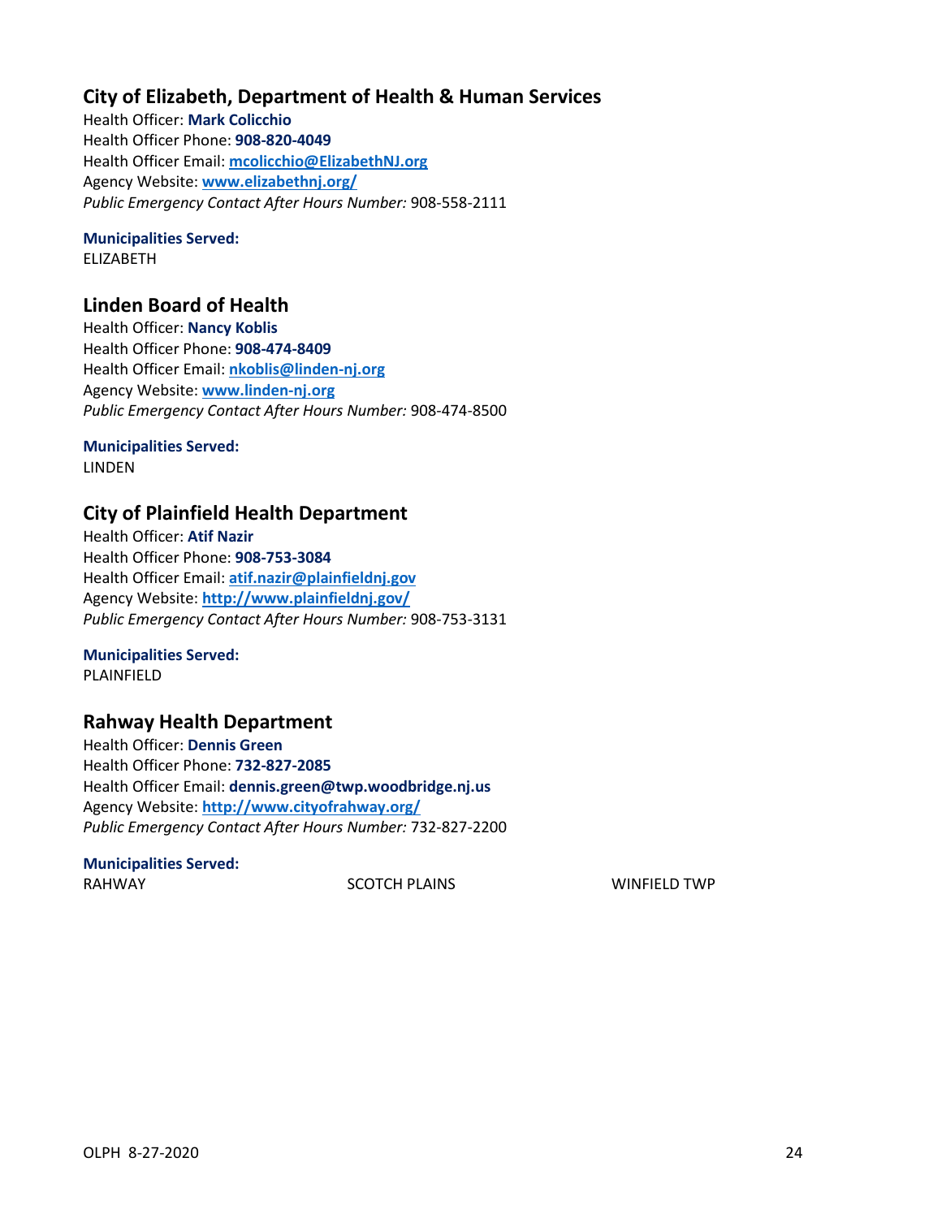## City of Elizabeth, Department of Health & Human Services

Health Officer: **Mark Colicchio**
Health Officer Phone: **908-820-4049**
Health Officer Email: **mcolicchio@ElizabethNJ.org**
Agency Website: **www.elizabethnj.org/**
*Public Emergency Contact After Hours Number:* 908-558-2111

**Municipalities Served:**
ELIZABETH

## Linden Board of Health

Health Officer: **Nancy Koblis**
Health Officer Phone: **908-474-8409**
Health Officer Email: **nkoblis@linden-nj.org**
Agency Website: **www.linden-nj.org**
*Public Emergency Contact After Hours Number:* 908-474-8500

**Municipalities Served:**
LINDEN

## City of Plainfield Health Department

Health Officer: **Atif Nazir**
Health Officer Phone: **908-753-3084**
Health Officer Email: **atif.nazir@plainfieldnj.gov**
Agency Website: **http://www.plainfieldnj.gov/**
*Public Emergency Contact After Hours Number:* 908-753-3131

**Municipalities Served:**
PLAINFIELD

## Rahway Health Department

Health Officer: **Dennis Green**
Health Officer Phone: **732-827-2085**
Health Officer Email: **dennis.green@twp.woodbridge.nj.us**
Agency Website: **http://www.cityofrahway.org/**
*Public Emergency Contact After Hours Number:* 732-827-2200

**Municipalities Served:**
RAHWAY
SCOTCH PLAINS
WINFIELD TWP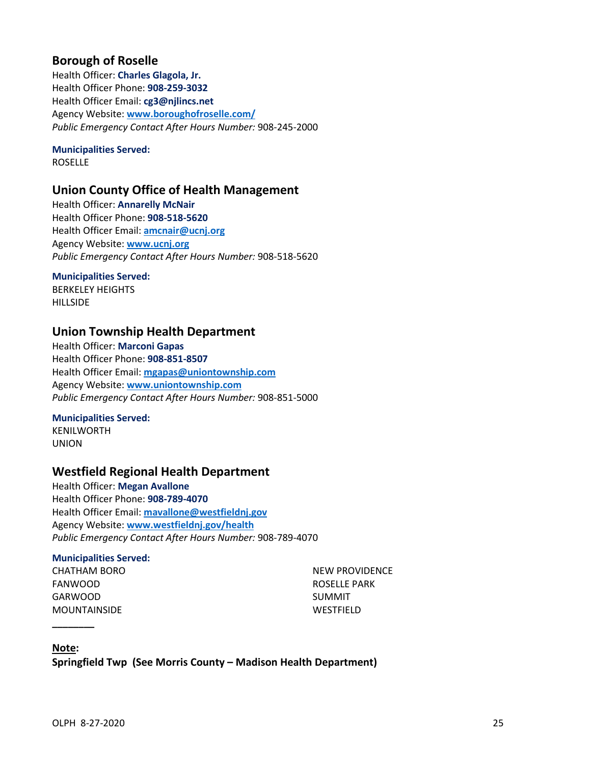## Borough of Roselle

Health Officer: **Charles Glagola, Jr.**
Health Officer Phone: **908-259-3032**
Health Officer Email: **cg3@njlincs.net**
Agency Website: **www.boroughofroselle.com/**
*Public Emergency Contact After Hours Number:* 908-245-2000

**Municipalities Served:**
ROSELLE

## Union County Office of Health Management

Health Officer: **Annarelly McNair**
Health Officer Phone: **908-518-5620**
Health Officer Email: **amcnair@ucnj.org**
Agency Website: **www.ucnj.org**
*Public Emergency Contact After Hours Number:* 908-518-5620

**Municipalities Served:**
BERKELEY HEIGHTS
HILLSIDE

## Union Township Health Department

Health Officer: **Marconi Gapas**
Health Officer Phone: **908-851-8507**
Health Officer Email: **mgapas@uniontownship.com**
Agency Website: **www.uniontownship.com**
*Public Emergency Contact After Hours Number:* 908-851-5000

**Municipalities Served:**
KENILWORTH
UNION

## Westfield Regional Health Department

Health Officer: **Megan Avallone**
Health Officer Phone: **908-789-4070**
Health Officer Email: **mavallone@westfieldnj.gov**
Agency Website: **www.westfieldnj.gov/health**
*Public Emergency Contact After Hours Number:* 908-789-4070

**Municipalities Served:**
CHATHAM BORO
FANWOOD
GARWOOD
MOUNTAINSIDE
NEW PROVIDENCE
ROSELLE PARK
SUMMIT
WESTFIELD

________

**Note:**
**Springfield Twp (See Morris County – Madison Health Department)**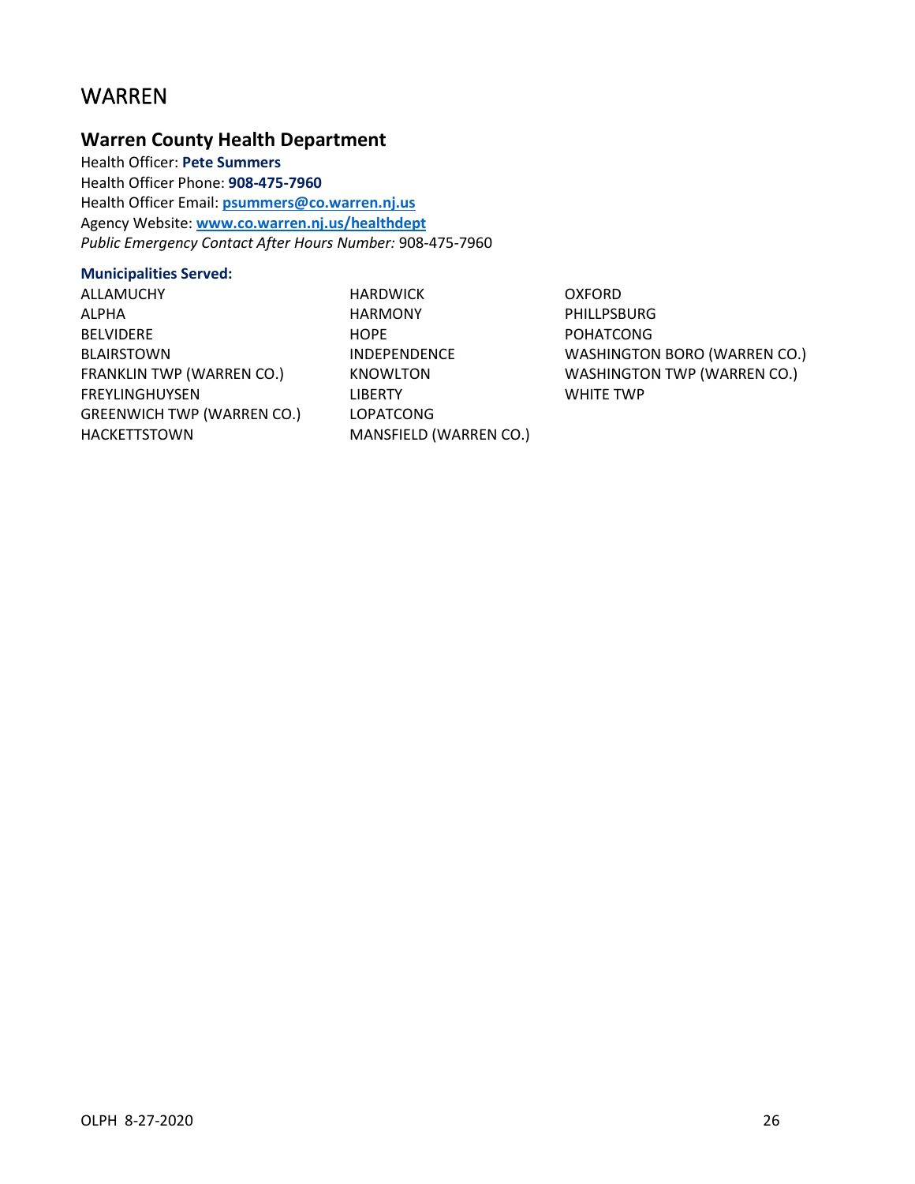# WARREN

## Warren County Health Department

Health Officer: **Pete Summers**
Health Officer Phone: **908-475-7960**
Health Officer Email: **psummers@co.warren.nj.us**
Agency Website: **www.co.warren.nj.us/healthdept**
*Public Emergency Contact After Hours Number:* 908-475-7960

**Municipalities Served:**

ALLAMUCHY
ALPHA
BELVIDERE
BLAIRSTOWN
FRANKLIN TWP (WARREN CO.)
FREYLINGHUYSEN
GREENWICH TWP (WARREN CO.)
HACKETTSTOWN
HARDWICK
HARMONY
HOPE
INDEPENDENCE
KNOWLTON
LIBERTY
LOPATCONG
MANSFIELD (WARREN CO.)
OXFORD
PHILLPSBURG
POHATCONG
WASHINGTON BORO (WARREN CO.)
WASHINGTON TWP (WARREN CO.)
WHITE TWP